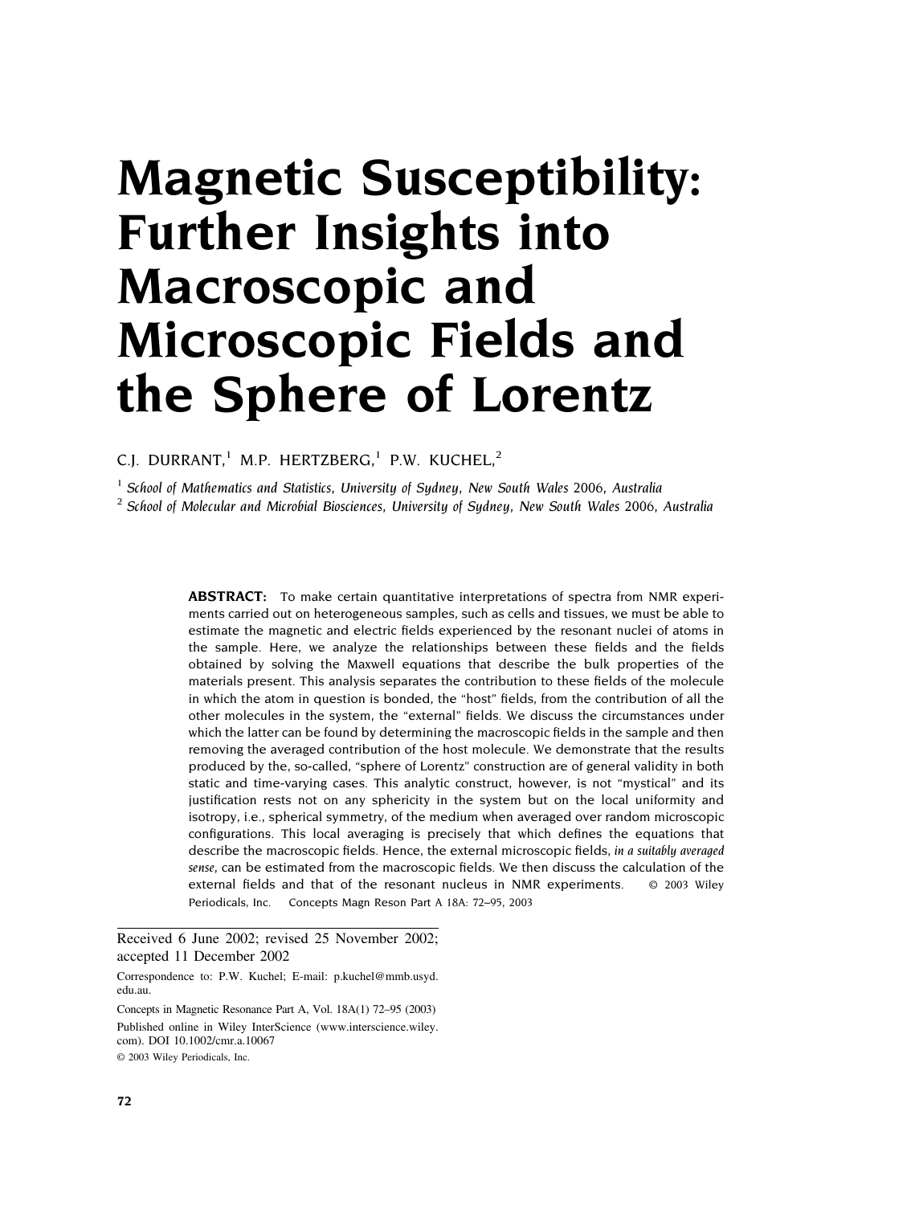# Magnetic Susceptibility: Further Insights into Macroscopic and Microscopic Fields and the Sphere of Lorentz

C.J. DURRANT,[1] M.P. HERTZBERG,[1] P.W. KUCHEL,[2]

[1] *School of Mathematics and Statistics, University of Sydney, New South Wales 2006, Australia*
[2] *School of Molecular and Microbial Biosciences, University of Sydney, New South Wales 2006, Australia*

**ABSTRACT:** To make certain quantitative interpretations of spectra from NMR experiments carried out on heterogeneous samples, such as cells and tissues, we must be able to estimate the magnetic and electric fields experienced by the resonant nuclei of atoms in the sample. Here, we analyze the relationships between these fields and the fields obtained by solving the Maxwell equations that describe the bulk properties of the materials present. This analysis separates the contribution to these fields of the molecule in which the atom in question is bonded, the "host" fields, from the contribution of all the other molecules in the system, the "external" fields. We discuss the circumstances under which the latter can be found by determining the macroscopic fields in the sample and then removing the averaged contribution of the host molecule. We demonstrate that the results produced by the, so-called, "sphere of Lorentz" construction are of general validity in both static and time-varying cases. This analytic construct, however, is not "mystical" and its justification rests not on any sphericity in the system but on the local uniformity and isotropy, i.e., spherical symmetry, of the medium when averaged over random microscopic configurations. This local averaging is precisely that which defines the equations that describe the macroscopic fields. Hence, the external microscopic fields, *in a suitably averaged sense*, can be estimated from the macroscopic fields. We then discuss the calculation of the external fields and that of the resonant nucleus in NMR experiments. © 2003 Wiley Periodicals, Inc. Concepts Magn Reson Part A 18A: 72–95, 2003

Received 6 June 2002; revised 25 November 2002; accepted 11 December 2002

Correspondence to: P.W. Kuchel; E-mail: p.kuchel@mmb.usyd.edu.au.

Concepts in Magnetic Resonance Part A, Vol. 18A(1) 72–95 (2003)

Published online in Wiley InterScience (www.interscience.wiley.com). DOI 10.1002/cmr.a.10067

© 2003 Wiley Periodicals, Inc.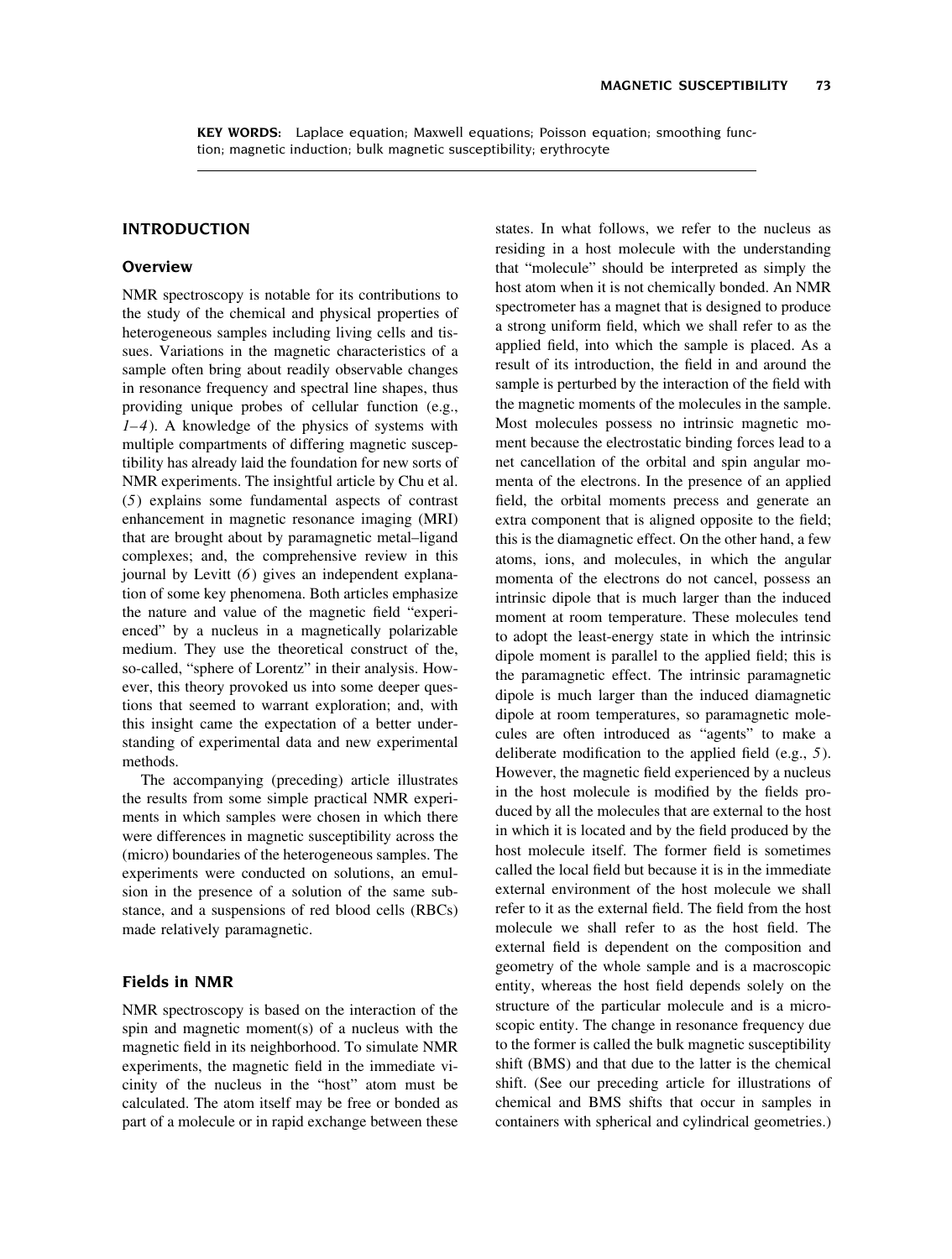**KEY WORDS:** Laplace equation; Maxwell equations; Poisson equation; smoothing function; magnetic induction; bulk magnetic susceptibility; erythrocyte

## INTRODUCTION

### Overview

NMR spectroscopy is notable for its contributions to the study of the chemical and physical properties of heterogeneous samples including living cells and tissues. Variations in the magnetic characteristics of a sample often bring about readily observable changes in resonance frequency and spectral line shapes, thus providing unique probes of cellular function (e.g., *1–4*). A knowledge of the physics of systems with multiple compartments of differing magnetic susceptibility has already laid the foundation for new sorts of NMR experiments. The insightful article by Chu et al. (*5*) explains some fundamental aspects of contrast enhancement in magnetic resonance imaging (MRI) that are brought about by paramagnetic metal–ligand complexes; and, the comprehensive review in this journal by Levitt (*6*) gives an independent explanation of some key phenomena. Both articles emphasize the nature and value of the magnetic field "experienced" by a nucleus in a magnetically polarizable medium. They use the theoretical construct of the, so-called, "sphere of Lorentz" in their analysis. However, this theory provoked us into some deeper questions that seemed to warrant exploration; and, with this insight came the expectation of a better understanding of experimental data and new experimental methods.

The accompanying (preceding) article illustrates the results from some simple practical NMR experiments in which samples were chosen in which there were differences in magnetic susceptibility across the (micro) boundaries of the heterogeneous samples. The experiments were conducted on solutions, an emulsion in the presence of a solution of the same substance, and a suspensions of red blood cells (RBCs) made relatively paramagnetic.

### Fields in NMR

NMR spectroscopy is based on the interaction of the spin and magnetic moment(s) of a nucleus with the magnetic field in its neighborhood. To simulate NMR experiments, the magnetic field in the immediate vicinity of the nucleus in the "host" atom must be calculated. The atom itself may be free or bonded as part of a molecule or in rapid exchange between these states. In what follows, we refer to the nucleus as residing in a host molecule with the understanding that "molecule" should be interpreted as simply the host atom when it is not chemically bonded. An NMR spectrometer has a magnet that is designed to produce a strong uniform field, which we shall refer to as the applied field, into which the sample is placed. As a result of its introduction, the field in and around the sample is perturbed by the interaction of the field with the magnetic moments of the molecules in the sample. Most molecules possess no intrinsic magnetic moment because the electrostatic binding forces lead to a net cancellation of the orbital and spin angular momenta of the electrons. In the presence of an applied field, the orbital moments precess and generate an extra component that is aligned opposite to the field; this is the diamagnetic effect. On the other hand, a few atoms, ions, and molecules, in which the angular momenta of the electrons do not cancel, possess an intrinsic dipole that is much larger than the induced moment at room temperature. These molecules tend to adopt the least-energy state in which the intrinsic dipole moment is parallel to the applied field; this is the paramagnetic effect. The intrinsic paramagnetic dipole is much larger than the induced diamagnetic dipole at room temperatures, so paramagnetic molecules are often introduced as "agents" to make a deliberate modification to the applied field (e.g., *5*). However, the magnetic field experienced by a nucleus in the host molecule is modified by the fields produced by all the molecules that are external to the host in which it is located and by the field produced by the host molecule itself. The former field is sometimes called the local field but because it is in the immediate external environment of the host molecule we shall refer to it as the external field. The field from the host molecule we shall refer to as the host field. The external field is dependent on the composition and geometry of the whole sample and is a macroscopic entity, whereas the host field depends solely on the structure of the particular molecule and is a microscopic entity. The change in resonance frequency due to the former is called the bulk magnetic susceptibility shift (BMS) and that due to the latter is the chemical shift. (See our preceding article for illustrations of chemical and BMS shifts that occur in samples in containers with spherical and cylindrical geometries.)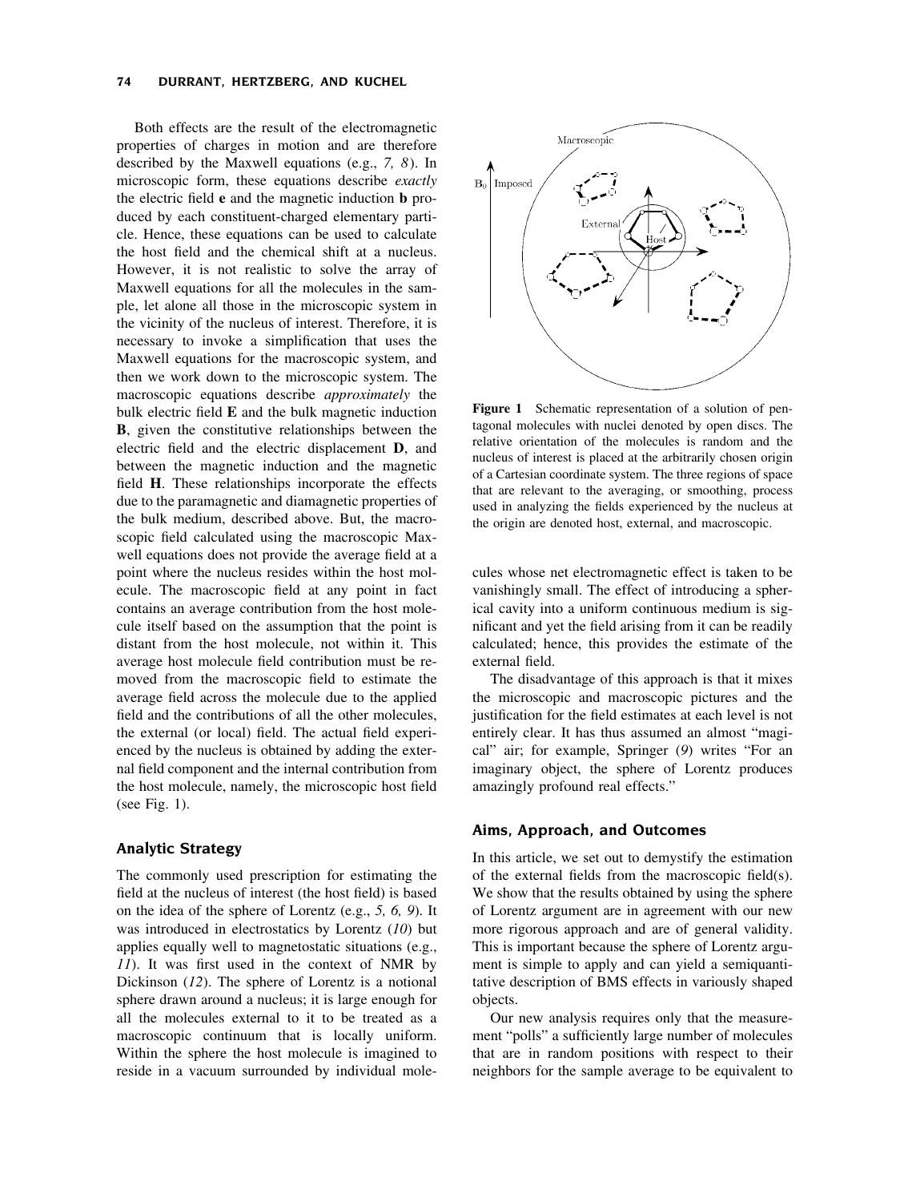Both effects are the result of the electromagnetic properties of charges in motion and are therefore described by the Maxwell equations (e.g., *7, 8*). In microscopic form, these equations describe *exactly* the electric field **e** and the magnetic induction **b** produced by each constituent-charged elementary particle. Hence, these equations can be used to calculate the host field and the chemical shift at a nucleus. However, it is not realistic to solve the array of Maxwell equations for all the molecules in the sample, let alone all those in the microscopic system in the vicinity of the nucleus of interest. Therefore, it is necessary to invoke a simplification that uses the Maxwell equations for the macroscopic system, and then we work down to the microscopic system. The macroscopic equations describe *approximately* the bulk electric field **E** and the bulk magnetic induction **B**, given the constitutive relationships between the electric field and the electric displacement **D**, and between the magnetic induction and the magnetic field **H**. These relationships incorporate the effects due to the paramagnetic and diamagnetic properties of the bulk medium, described above. But, the macroscopic field calculated using the macroscopic Maxwell equations does not provide the average field at a point where the nucleus resides within the host molecule. The macroscopic field at any point in fact contains an average contribution from the host molecule itself based on the assumption that the point is distant from the host molecule, not within it. This average host molecule field contribution must be removed from the macroscopic field to estimate the average field across the molecule due to the applied field and the contributions of all the other molecules, the external (or local) field. The actual field experienced by the nucleus is obtained by adding the external field component and the internal contribution from the host molecule, namely, the microscopic host field (see Fig. 1).

Macroscopic

$B_0$ Imposed

External

Host

**Figure 1** Schematic representation of a solution of pentagonal molecules with nuclei denoted by open discs. The relative orientation of the molecules is random and the nucleus of interest is placed at the arbitrarily chosen origin of a Cartesian coordinate system. The three regions of space that are relevant to the averaging, or smoothing, process used in analyzing the fields experienced by the nucleus at the origin are denoted host, external, and macroscopic.

## Analytic Strategy

The commonly used prescription for estimating the field at the nucleus of interest (the host field) is based on the idea of the sphere of Lorentz (e.g., *5, 6, 9*). It was introduced in electrostatics by Lorentz (*10*) but applies equally well to magnetostatic situations (e.g., *11*). It was first used in the context of NMR by Dickinson (*12*). The sphere of Lorentz is a notional sphere drawn around a nucleus; it is large enough for all the molecules external to it to be treated as a macroscopic continuum that is locally uniform. Within the sphere the host molecule is imagined to reside in a vacuum surrounded by individual molecules whose net electromagnetic effect is taken to be vanishingly small. The effect of introducing a spherical cavity into a uniform continuous medium is significant and yet the field arising from it can be readily calculated; hence, this provides the estimate of the external field.

The disadvantage of this approach is that it mixes the microscopic and macroscopic pictures and the justification for the field estimates at each level is not entirely clear. It has thus assumed an almost "magical" air; for example, Springer (*9*) writes "For an imaginary object, the sphere of Lorentz produces amazingly profound real effects."

## Aims, Approach, and Outcomes

In this article, we set out to demystify the estimation of the external fields from the macroscopic field(s). We show that the results obtained by using the sphere of Lorentz argument are in agreement with our new more rigorous approach and are of general validity. This is important because the sphere of Lorentz argument is simple to apply and can yield a semiquantitative description of BMS effects in variously shaped objects.

Our new analysis requires only that the measurement "polls" a sufficiently large number of molecules that are in random positions with respect to their neighbors for the sample average to be equivalent to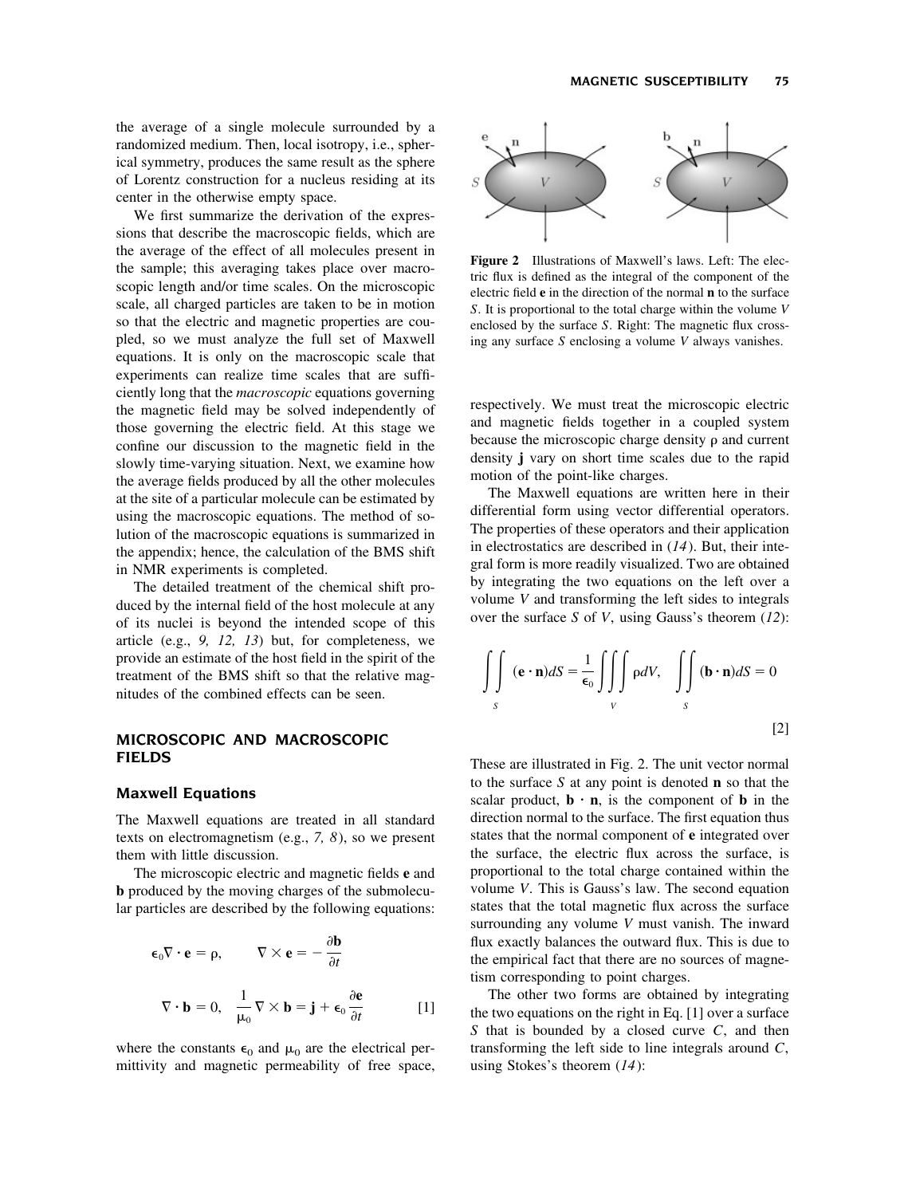the average of a single molecule surrounded by a randomized medium. Then, local isotropy, i.e., spherical symmetry, produces the same result as the sphere of Lorentz construction for a nucleus residing at its center in the otherwise empty space.

We first summarize the derivation of the expressions that describe the macroscopic fields, which are the average of the effect of all molecules present in the sample; this averaging takes place over macroscopic length and/or time scales. On the microscopic scale, all charged particles are taken to be in motion so that the electric and magnetic properties are coupled, so we must analyze the full set of Maxwell equations. It is only on the macroscopic scale that experiments can realize time scales that are sufficiently long that the *macroscopic* equations governing the magnetic field may be solved independently of those governing the electric field. At this stage we confine our discussion to the magnetic field in the slowly time-varying situation. Next, we examine how the average fields produced by all the other molecules at the site of a particular molecule can be estimated by using the macroscopic equations. The method of solution of the macroscopic equations is summarized in the appendix; hence, the calculation of the BMS shift in NMR experiments is completed.

The detailed treatment of the chemical shift produced by the internal field of the host molecule at any of its nuclei is beyond the intended scope of this article (e.g., *9, 12, 13*) but, for completeness, we provide an estimate of the host field in the spirit of the treatment of the BMS shift so that the relative magnitudes of the combined effects can be seen.

## MICROSCOPIC AND MACROSCOPIC FIELDS

### Maxwell Equations

The Maxwell equations are treated in all standard texts on electromagnetism (e.g., *7, 8*), so we present them with little discussion.

The microscopic electric and magnetic fields **e** and **b** produced by the moving charges of the submolecular particles are described by the following equations:

$$\epsilon_0 \nabla \cdot \mathbf{e} = \rho, \qquad \nabla \times \mathbf{e} = -\frac{\partial \mathbf{b}}{\partial t}$$

$$\nabla \cdot \mathbf{b} = 0, \quad \frac{1}{\mu_0} \nabla \times \mathbf{b} = \mathbf{j} + \epsilon_0 \frac{\partial \mathbf{e}}{\partial t} \qquad [1]$$

where the constants $\epsilon_0$ and $\mu_0$ are the electrical permittivity and magnetic permeability of free space,

Figure 2 Illustrations of Maxwell's laws. Left: The electric flux is defined as the integral of the component of the electric field **e** in the direction of the normal **n** to the surface $S$. It is proportional to the total charge within the volume $V$ enclosed by the surface $S$. Right: The magnetic flux crossing any surface $S$ enclosing a volume $V$ always vanishes.

respectively. We must treat the microscopic electric and magnetic fields together in a coupled system because the microscopic charge density $\rho$ and current density **j** vary on short time scales due to the rapid motion of the point-like charges.

The Maxwell equations are written here in their differential form using vector differential operators. The properties of these operators and their application in electrostatics are described in (*14*). But, their integral form is more readily visualized. Two are obtained by integrating the two equations on the left over a volume $V$ and transforming the left sides to integrals over the surface $S$ of $V$, using Gauss's theorem (*12*):

$$\iint_S (\mathbf{e} \cdot \mathbf{n}) dS = \frac{1}{\epsilon_0} \iiint_V \rho dV, \quad \iint_S (\mathbf{b} \cdot \mathbf{n}) dS = 0 \qquad [2]$$

These are illustrated in Fig. 2. The unit vector normal to the surface $S$ at any point is denoted **n** so that the scalar product, $\mathbf{b} \cdot \mathbf{n}$, is the component of **b** in the direction normal to the surface. The first equation thus states that the normal component of **e** integrated over the surface, the electric flux across the surface, is proportional to the total charge contained within the volume $V$. This is Gauss's law. The second equation states that the total magnetic flux across the surface surrounding any volume $V$ must vanish. The inward flux exactly balances the outward flux. This is due to the empirical fact that there are no sources of magnetism corresponding to point charges.

The other two forms are obtained by integrating the two equations on the right in Eq. [1] over a surface $S$ that is bounded by a closed curve $C$, and then transforming the left side to line integrals around $C$, using Stokes's theorem (*14*):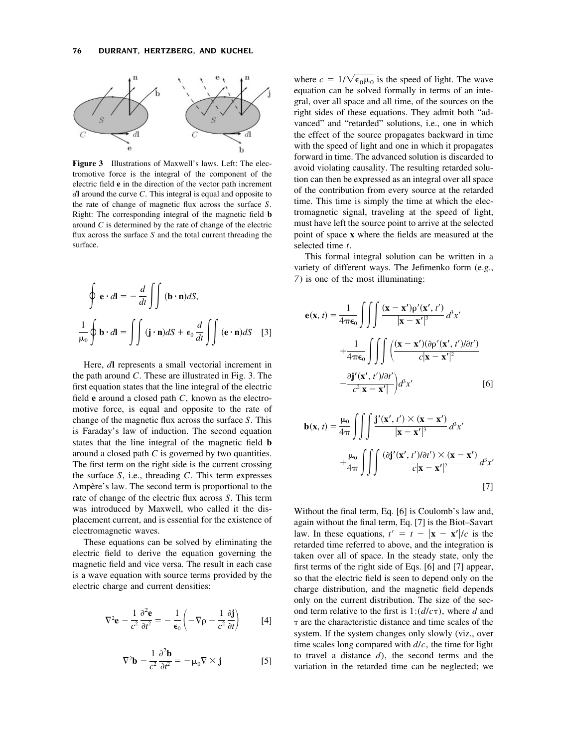**Figure 3** Illustrations of Maxwell's laws. Left: The electromotive force is the integral of the component of the electric field **e** in the direction of the vector path increment $d\mathbf{l}$ around the curve $C$. This integral is equal and opposite to the rate of change of magnetic flux across the surface $S$. Right: The corresponding integral of the magnetic field **b** around $C$ is determined by the rate of change of the electric flux across the surface $S$ and the total current threading the surface.

$$\oint \mathbf{e} \cdot d\mathbf{l} = -\frac{d}{dt} \iint (\mathbf{b} \cdot \mathbf{n}) dS,$$

$$\frac{1}{\mu_0} \oint \mathbf{b} \cdot d\mathbf{l} = \iint (\mathbf{j} \cdot \mathbf{n}) dS + \epsilon_0 \frac{d}{dt} \iint (\mathbf{e} \cdot \mathbf{n}) dS \quad [3]$$

Here, $d\mathbf{l}$ represents a small vectorial increment in the path around $C$. These are illustrated in Fig. 3. The first equation states that the line integral of the electric field **e** around a closed path $C$, known as the electromotive force, is equal and opposite to the rate of change of the magnetic flux across the surface $S$. This is Faraday's law of induction. The second equation states that the line integral of the magnetic field **b** around a closed path $C$ is governed by two quantities. The first term on the right side is the current crossing the surface $S$, i.e., threading $C$. This term expresses Ampère's law. The second term is proportional to the rate of change of the electric flux across $S$. This term was introduced by Maxwell, who called it the displacement current, and is essential for the existence of electromagnetic waves.

These equations can be solved by eliminating the electric field to derive the equation governing the magnetic field and vice versa. The result in each case is a wave equation with source terms provided by the electric charge and current densities:

$$\nabla^2 \mathbf{e} - \frac{1}{c^2} \frac{\partial^2 \mathbf{e}}{\partial t^2} = -\frac{1}{\epsilon_0} \left( -\nabla \rho - \frac{1}{c^2} \frac{\partial \mathbf{j}}{\partial t} \right) \quad [4]$$

$$\nabla^2 \mathbf{b} - \frac{1}{c^2} \frac{\partial^2 \mathbf{b}}{\partial t^2} = -\mu_0 \nabla \times \mathbf{j} \quad [5]$$

where $c = 1/\sqrt{\epsilon_0 \mu_0}$ is the speed of light. The wave equation can be solved formally in terms of an integral, over all space and all time, of the sources on the right sides of these equations. They admit both "advanced" and "retarded" solutions, i.e., one in which the effect of the source propagates backward in time with the speed of light and one in which it propagates forward in time. The advanced solution is discarded to avoid violating causality. The resulting retarded solution can then be expressed as an integral over all space of the contribution from every source at the retarded time. This time is simply the time at which the electromagnetic signal, traveling at the speed of light, must have left the source point to arrive at the selected point of space $\mathbf{x}$ where the fields are measured at the selected time $t$.

This formal integral solution can be written in a variety of different ways. The Jefimenko form (e.g., *7*) is one of the most illuminating:

$$\mathbf{e}(\mathbf{x}, t) = \frac{1}{4\pi\epsilon_0} \iiint \frac{(\mathbf{x} - \mathbf{x}')\rho'(\mathbf{x}', t')}{|\mathbf{x} - \mathbf{x}'|^3} d^3x' + \frac{1}{4\pi\epsilon_0} \iiint \left( \frac{(\mathbf{x} - \mathbf{x}')(\partial \rho'(\mathbf{x}', t')/\partial t')}{c|\mathbf{x} - \mathbf{x}'|^2} - \frac{\partial \mathbf{j}'(\mathbf{x}', t')/\partial t'}{c^2|\mathbf{x} - \mathbf{x}'|} \right) d^3x' \quad [6]$$

$$\mathbf{b}(\mathbf{x}, t) = \frac{\mu_0}{4\pi} \iiint \frac{\mathbf{j}'(\mathbf{x}', t') \times (\mathbf{x} - \mathbf{x}')}{|\mathbf{x} - \mathbf{x}'|^3} d^3x' + \frac{\mu_0}{4\pi} \iiint \frac{(\partial \mathbf{j}'(\mathbf{x}', t')/\partial t') \times (\mathbf{x} - \mathbf{x}')}{c|\mathbf{x} - \mathbf{x}'|^2} d^3x' \quad [7]$$

Without the final term, Eq. [6] is Coulomb's law and, again without the final term, Eq. [7] is the Biot–Savart law. In these equations, $t' = t - |\mathbf{x} - \mathbf{x}'|/c$ is the retarded time referred to above, and the integration is taken over all of space. In the steady state, only the first terms of the right side of Eqs. [6] and [7] appear, so that the electric field is seen to depend only on the charge distribution, and the magnetic field depends only on the current distribution. The size of the second term relative to the first is $1:(d/c\tau)$, where $d$ and $\tau$ are the characteristic distance and time scales of the system. If the system changes only slowly (viz., over time scales long compared with $d/c$, the time for light to travel a distance $d$), the second terms and the variation in the retarded time can be neglected; we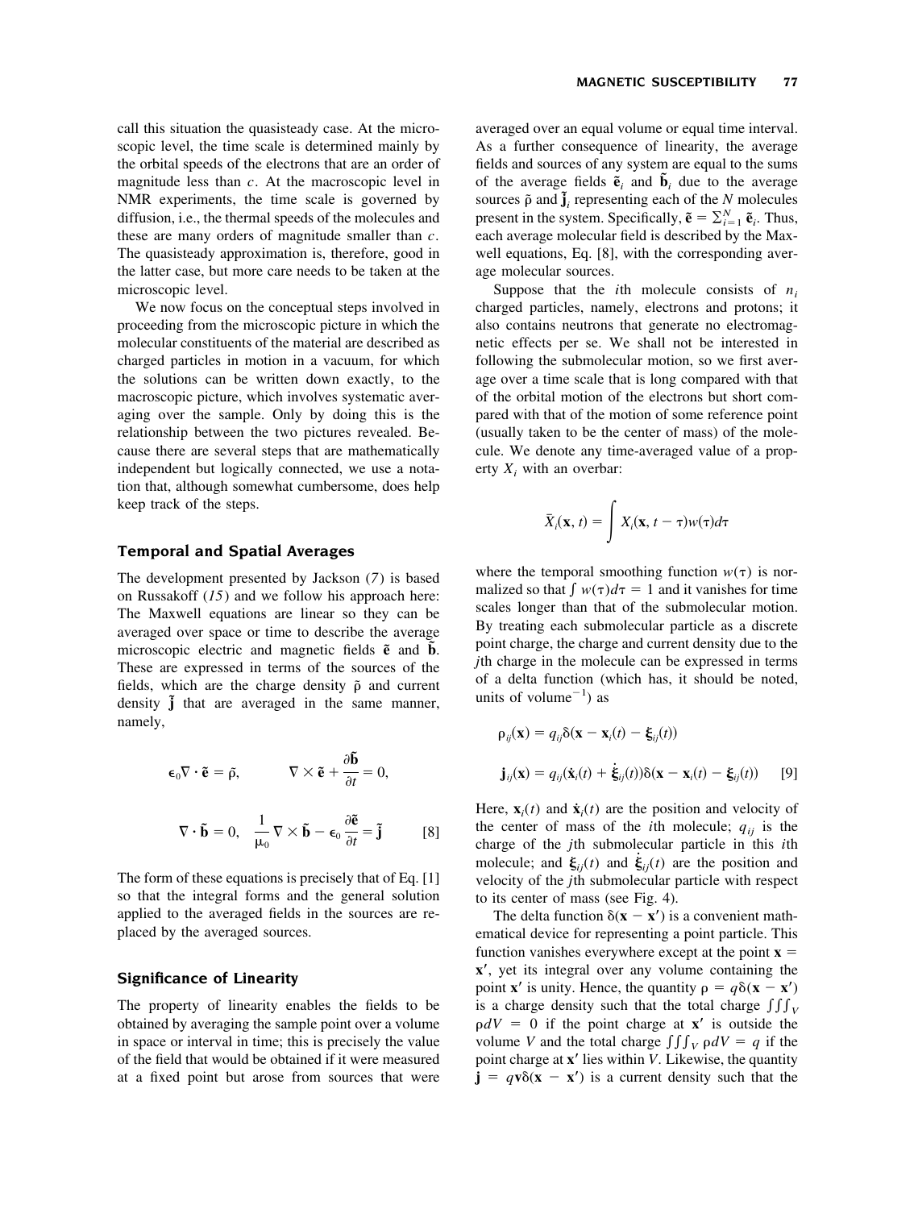call this situation the quasisteady case. At the microscopic level, the time scale is determined mainly by the orbital speeds of the electrons that are an order of magnitude less than $c$. At the macroscopic level in NMR experiments, the time scale is governed by diffusion, i.e., the thermal speeds of the molecules and these are many orders of magnitude smaller than $c$. The quasisteady approximation is, therefore, good in the latter case, but more care needs to be taken at the microscopic level.

We now focus on the conceptual steps involved in proceeding from the microscopic picture in which the molecular constituents of the material are described as charged particles in motion in a vacuum, for which the solutions can be written down exactly, to the macroscopic picture, which involves systematic averaging over the sample. Only by doing this is the relationship between the two pictures revealed. Because there are several steps that are mathematically independent but logically connected, we use a notation that, although somewhat cumbersome, does help keep track of the steps.

### Temporal and Spatial Averages

The development presented by Jackson (*7*) is based on Russakoff (*15*) and we follow his approach here: The Maxwell equations are linear so they can be averaged over space or time to describe the average microscopic electric and magnetic fields $\tilde{\mathbf{e}}$ and $\tilde{\mathbf{b}}$. These are expressed in terms of the sources of the fields, which are the charge density $\tilde{\rho}$ and current density $\tilde{\mathbf{j}}$ that are averaged in the same manner, namely,

$$\epsilon_0 \nabla \cdot \tilde{\mathbf{e}} = \tilde{\rho}, \qquad \nabla \times \tilde{\mathbf{e}} + \frac{\partial \tilde{\mathbf{b}}}{\partial t} = 0,$$

$$\nabla \cdot \tilde{\mathbf{b}} = 0, \quad \frac{1}{\mu_0} \nabla \times \tilde{\mathbf{b}} - \epsilon_0 \frac{\partial \tilde{\mathbf{e}}}{\partial t} = \tilde{\mathbf{j}} \qquad [8]$$

The form of these equations is precisely that of Eq. [1] so that the integral forms and the general solution applied to the averaged fields in the sources are replaced by the averaged sources.

### Significance of Linearity

The property of linearity enables the fields to be obtained by averaging the sample point over a volume in space or interval in time; this is precisely the value of the field that would be obtained if it were measured at a fixed point but arose from sources that were averaged over an equal volume or equal time interval. As a further consequence of linearity, the average fields and sources of any system are equal to the sums of the average fields $\tilde{\mathbf{e}}_i$ and $\tilde{\mathbf{b}}_i$ due to the average sources $\tilde{\rho}$ and $\tilde{\mathbf{j}}_i$ representing each of the $N$ molecules present in the system. Specifically, $\tilde{\mathbf{e}} = \sum_{i=1}^{N} \tilde{\mathbf{e}}_i$. Thus, each average molecular field is described by the Maxwell equations, Eq. [8], with the corresponding average molecular sources.

Suppose that the $i$th molecule consists of $n_i$ charged particles, namely, electrons and protons; it also contains neutrons that generate no electromagnetic effects per se. We shall not be interested in following the submolecular motion, so we first average over a time scale that is long compared with that of the orbital motion of the electrons but short compared with that of the motion of some reference point (usually taken to be the center of mass) of the molecule. We denote any time-averaged value of a property $X_i$ with an overbar:

$$\bar{X}_i(\mathbf{x}, t) = \int X_i(\mathbf{x}, t - \tau) w(\tau) d\tau$$

where the temporal smoothing function $w(\tau)$ is normalized so that $\int w(\tau) d\tau = 1$ and it vanishes for time scales longer than that of the submolecular motion. By treating each submolecular particle as a discrete point charge, the charge and current density due to the $j$th charge in the molecule can be expressed in terms of a delta function (which has, it should be noted, units of volume$^{-1}$) as

$$\rho_{ij}(\mathbf{x}) = q_{ij} \delta(\mathbf{x} - \mathbf{x}_i(t) - \boldsymbol{\xi}_{ij}(t))$$

$$\mathbf{j}_{ij}(\mathbf{x}) = q_{ij}(\dot{\mathbf{x}}_i(t) + \dot{\boldsymbol{\xi}}_{ij}(t)) \delta(\mathbf{x} - \mathbf{x}_i(t) - \boldsymbol{\xi}_{ij}(t)) \qquad [9]$$

Here, $\mathbf{x}_i(t)$ and $\dot{\mathbf{x}}_i(t)$ are the position and velocity of the center of mass of the $i$th molecule; $q_{ij}$ is the charge of the $j$th submolecular particle in this $i$th molecule; and $\boldsymbol{\xi}_{ij}(t)$ and $\dot{\boldsymbol{\xi}}_{ij}(t)$ are the position and velocity of the $j$th submolecular particle with respect to its center of mass (see Fig. 4).

The delta function $\delta(\mathbf{x} - \mathbf{x}')$ is a convenient mathematical device for representing a point particle. This function vanishes everywhere except at the point $\mathbf{x} = \mathbf{x}'$, yet its integral over any volume containing the point $\mathbf{x}'$ is unity. Hence, the quantity $\rho = q\delta(\mathbf{x} - \mathbf{x}')$ is a charge density such that the total charge $\iiint_V \rho dV = 0$ if the point charge at $\mathbf{x}'$ is outside the volume $V$ and the total charge $\iiint_V \rho dV = q$ if the point charge at $\mathbf{x}'$ lies within $V$. Likewise, the quantity $\mathbf{j} = q\mathbf{v}\delta(\mathbf{x} - \mathbf{x}')$ is a current density such that the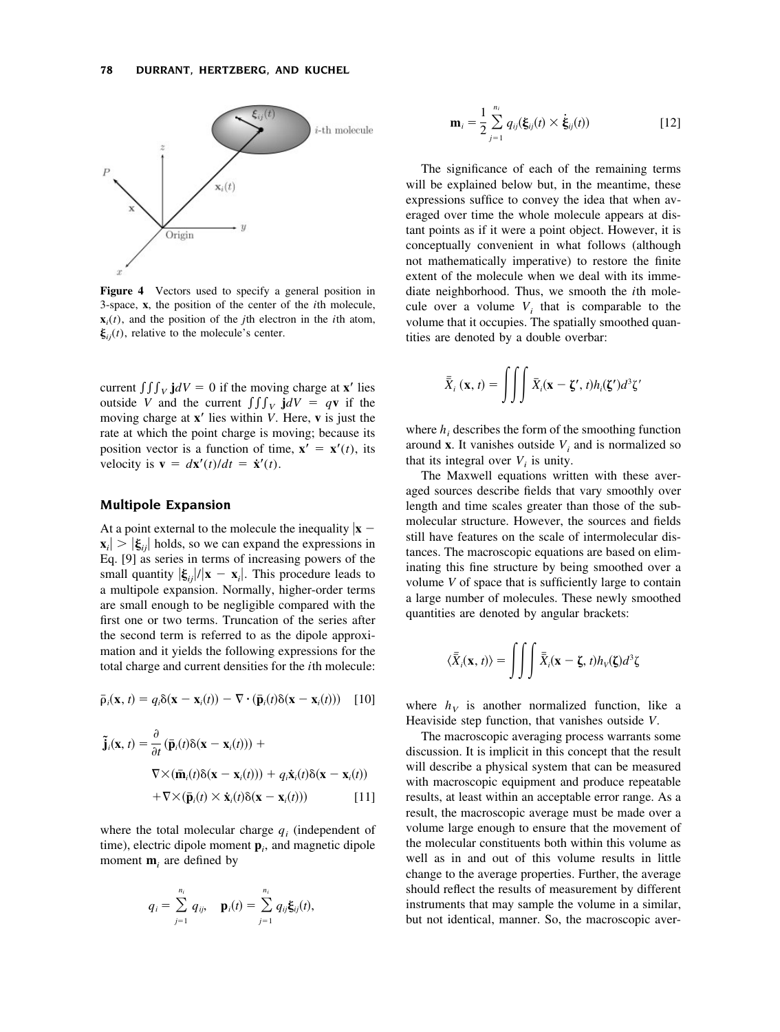**Figure 4** Vectors used to specify a general position in 3-space, $\mathbf{x}$, the position of the center of the $i$th molecule, $\mathbf{x}_i(t)$, and the position of the $j$th electron in the $i$th atom, $\boldsymbol{\xi}_{ij}(t)$, relative to the molecule's center.

current $\iiint_V \mathbf{j}dV = 0$ if the moving charge at $\mathbf{x}'$ lies outside $V$ and the current $\iiint_V \mathbf{j}dV = q\mathbf{v}$ if the moving charge at $\mathbf{x}'$ lies within $V$. Here, $\mathbf{v}$ is just the rate at which the point charge is moving; because its position vector is a function of time, $\mathbf{x}' = \mathbf{x}'(t)$, its velocity is $\mathbf{v} = d\mathbf{x}'(t)/dt = \dot{\mathbf{x}}'(t)$.

## Multipole Expansion

At a point external to the molecule the inequality $|\mathbf{x} - \mathbf{x}_i| > |\boldsymbol{\xi}_{ij}|$ holds, so we can expand the expressions in Eq. [9] as series in terms of increasing powers of the small quantity $|\boldsymbol{\xi}_{ij}|/|\mathbf{x} - \mathbf{x}_i|$. This procedure leads to a multipole expansion. Normally, higher-order terms are small enough to be negligible compared with the first one or two terms. Truncation of the series after the second term is referred to as the dipole approximation and it yields the following expressions for the total charge and current densities for the $i$th molecule:

$$\bar{\rho}_i(\mathbf{x}, t) = q_i\delta(\mathbf{x} - \mathbf{x}_i(t)) - \nabla \cdot (\bar{\mathbf{p}}_i(t)\delta(\mathbf{x} - \mathbf{x}_i(t))) \quad [10]$$

$$\begin{aligned}\tilde{\mathbf{j}}_i(\mathbf{x}, t) = &\frac{\partial}{\partial t}(\bar{\mathbf{p}}_i(t)\delta(\mathbf{x} - \mathbf{x}_i(t))) + \\ &\nabla\times(\bar{\mathbf{m}}_i(t)\delta(\mathbf{x} - \mathbf{x}_i(t))) + q_i\dot{\mathbf{x}}_i(t)\delta(\mathbf{x} - \mathbf{x}_i(t)) \\ &+\nabla\times(\bar{\mathbf{p}}_i(t) \times \dot{\mathbf{x}}_i(t)\delta(\mathbf{x} - \mathbf{x}_i(t)))\end{aligned} \quad [11]$$

where the total molecular charge $q_i$ (independent of time), electric dipole moment $\mathbf{p}_i$, and magnetic dipole moment $\mathbf{m}_i$ are defined by

$$q_i = \sum_{j=1}^{n_i} q_{ij}, \quad \mathbf{p}_i(t) = \sum_{j=1}^{n_i} q_{ij}\boldsymbol{\xi}_{ij}(t),$$

$$\mathbf{m}_i = \frac{1}{2}\sum_{j=1}^{n_i} q_{ij}(\boldsymbol{\xi}_{ij}(t) \times \dot{\boldsymbol{\xi}}_{ij}(t)) \quad [12]$$

The significance of each of the remaining terms will be explained below but, in the meantime, these expressions suffice to convey the idea that when averaged over time the whole molecule appears at distant points as if it were a point object. However, it is conceptually convenient in what follows (although not mathematically imperative) to restore the finite extent of the molecule when we deal with its immediate neighborhood. Thus, we smooth the $i$th molecule over a volume $V_i$ that is comparable to the volume that it occupies. The spatially smoothed quantities are denoted by a double overbar:

$$\bar{\bar{X}}_i(\mathbf{x}, t) = \iiint \bar{X}_i(\mathbf{x} - \boldsymbol{\zeta}', t)h_i(\boldsymbol{\zeta}')d^3\zeta'$$

where $h_i$ describes the form of the smoothing function around $\mathbf{x}$. It vanishes outside $V_i$ and is normalized so that its integral over $V_i$ is unity.

The Maxwell equations written with these averaged sources describe fields that vary smoothly over length and time scales greater than those of the submolecular structure. However, the sources and fields still have features on the scale of intermolecular distances. The macroscopic equations are based on eliminating this fine structure by being smoothed over a volume $V$ of space that is sufficiently large to contain a large number of molecules. These newly smoothed quantities are denoted by angular brackets:

$$\langle\bar{\bar{X}}_i(\mathbf{x}, t)\rangle = \iiint \bar{\bar{X}}_i(\mathbf{x} - \boldsymbol{\zeta}, t)h_V(\boldsymbol{\zeta})d^3\zeta$$

where $h_V$ is another normalized function, like a Heaviside step function, that vanishes outside $V$.

The macroscopic averaging process warrants some discussion. It is implicit in this concept that the result will describe a physical system that can be measured with macroscopic equipment and produce repeatable results, at least within an acceptable error range. As a result, the macroscopic average must be made over a volume large enough to ensure that the movement of the molecular constituents both within this volume as well as in and out of this volume results in little change to the average properties. Further, the average should reflect the results of measurement by different instruments that may sample the volume in a similar, but not identical, manner. So, the macroscopic aver-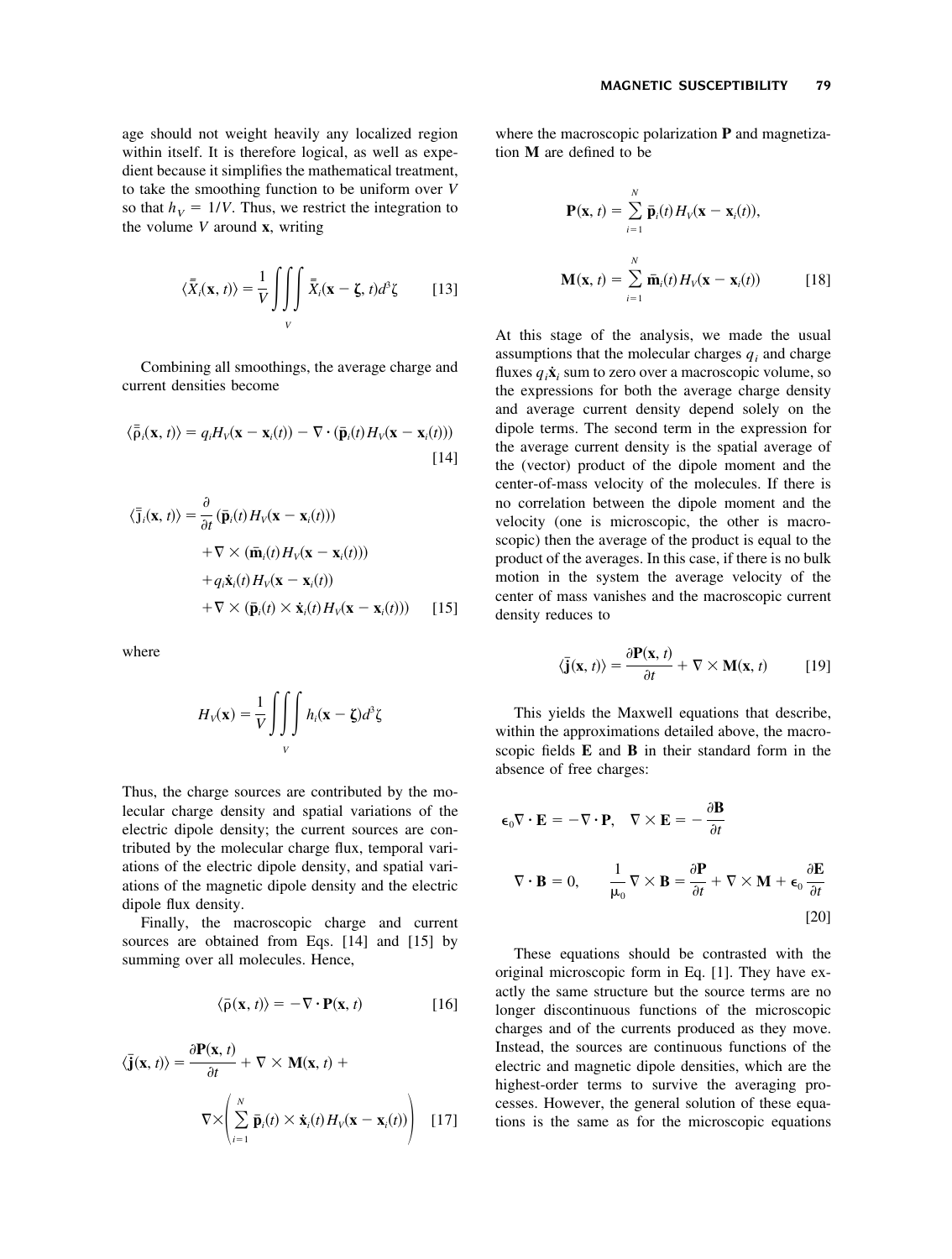age should not weight heavily any localized region within itself. It is therefore logical, as well as expedient because it simplifies the mathematical treatment, to take the smoothing function to be uniform over $V$ so that $h_V = 1/V$. Thus, we restrict the integration to the volume $V$ around $\mathbf{x}$, writing

$$\langle \bar{\bar{X}}_i(\mathbf{x}, t) \rangle = \frac{1}{V} \iiint_V \bar{\bar{X}}_i(\mathbf{x} - \boldsymbol{\zeta}, t) d^3\zeta \qquad [13]$$

Combining all smoothings, the average charge and current densities become

$$\langle \bar{\bar{\rho}}_i(\mathbf{x}, t) \rangle = q_i H_V(\mathbf{x} - \mathbf{x}_i(t)) - \nabla \cdot (\bar{\mathbf{p}}_i(t) H_V(\mathbf{x} - \mathbf{x}_i(t))) \qquad [14]$$

$$\begin{aligned} \langle \bar{\bar{\mathbf{j}}}_i(\mathbf{x}, t) \rangle = &\frac{\partial}{\partial t}(\bar{\mathbf{p}}_i(t) H_V(\mathbf{x} - \mathbf{x}_i(t))) \\ &+ \nabla \times (\bar{\mathbf{m}}_i(t) H_V(\mathbf{x} - \mathbf{x}_i(t))) \\ &+ q_i \dot{\mathbf{x}}_i(t) H_V(\mathbf{x} - \mathbf{x}_i(t)) \\ &+ \nabla \times (\bar{\mathbf{p}}_i(t) \times \dot{\mathbf{x}}_i(t) H_V(\mathbf{x} - \mathbf{x}_i(t))) \end{aligned} \qquad [15]$$

where

$$H_V(\mathbf{x}) = \frac{1}{V} \iiint_V h_i(\mathbf{x} - \boldsymbol{\zeta}) d^3\zeta$$

Thus, the charge sources are contributed by the molecular charge density and spatial variations of the electric dipole density; the current sources are contributed by the molecular charge flux, temporal variations of the electric dipole density, and spatial variations of the magnetic dipole density and the electric dipole flux density.

Finally, the macroscopic charge and current sources are obtained from Eqs. [14] and [15] by summing over all molecules. Hence,

$$\langle \bar{\rho}(\mathbf{x}, t) \rangle = -\nabla \cdot \mathbf{P}(\mathbf{x}, t) \qquad [16]$$

$$\langle \bar{\mathbf{j}}(\mathbf{x}, t) \rangle = \frac{\partial \mathbf{P}(\mathbf{x}, t)}{\partial t} + \nabla \times \mathbf{M}(\mathbf{x}, t) + \nabla \times \left( \sum_{i=1}^{N} \bar{\mathbf{p}}_i(t) \times \dot{\mathbf{x}}_i(t) H_V(\mathbf{x} - \mathbf{x}_i(t)) \right) \qquad [17]$$

where the macroscopic polarization $\mathbf{P}$ and magnetization $\mathbf{M}$ are defined to be

$$\mathbf{P}(\mathbf{x}, t) = \sum_{i=1}^{N} \bar{\mathbf{p}}_i(t) H_V(\mathbf{x} - \mathbf{x}_i(t)),$$

$$\mathbf{M}(\mathbf{x}, t) = \sum_{i=1}^{N} \bar{\mathbf{m}}_i(t) H_V(\mathbf{x} - \mathbf{x}_i(t)) \qquad [18]$$

At this stage of the analysis, we made the usual assumptions that the molecular charges $q_i$ and charge fluxes $q_i \dot{\mathbf{x}}_i$ sum to zero over a macroscopic volume, so the expressions for both the average charge density and average current density depend solely on the dipole terms. The second term in the expression for the average current density is the spatial average of the (vector) product of the dipole moment and the center-of-mass velocity of the molecules. If there is no correlation between the dipole moment and the velocity (one is microscopic, the other is macroscopic) then the average of the product is equal to the product of the averages. In this case, if there is no bulk motion in the system the average velocity of the center of mass vanishes and the macroscopic current density reduces to

$$\langle \bar{\mathbf{j}}(\mathbf{x}, t) \rangle = \frac{\partial \mathbf{P}(\mathbf{x}, t)}{\partial t} + \nabla \times \mathbf{M}(\mathbf{x}, t) \qquad [19]$$

This yields the Maxwell equations that describe, within the approximations detailed above, the macroscopic fields $\mathbf{E}$ and $\mathbf{B}$ in their standard form in the absence of free charges:

$$\epsilon_0 \nabla \cdot \mathbf{E} = -\nabla \cdot \mathbf{P}, \quad \nabla \times \mathbf{E} = -\frac{\partial \mathbf{B}}{\partial t}$$

$$\nabla \cdot \mathbf{B} = 0, \qquad \frac{1}{\mu_0} \nabla \times \mathbf{B} = \frac{\partial \mathbf{P}}{\partial t} + \nabla \times \mathbf{M} + \epsilon_0 \frac{\partial \mathbf{E}}{\partial t} \qquad [20]$$

These equations should be contrasted with the original microscopic form in Eq. [1]. They have exactly the same structure but the source terms are no longer discontinuous functions of the microscopic charges and of the currents produced as they move. Instead, the sources are continuous functions of the electric and magnetic dipole densities, which are the highest-order terms to survive the averaging processes. However, the general solution of these equations is the same as for the microscopic equations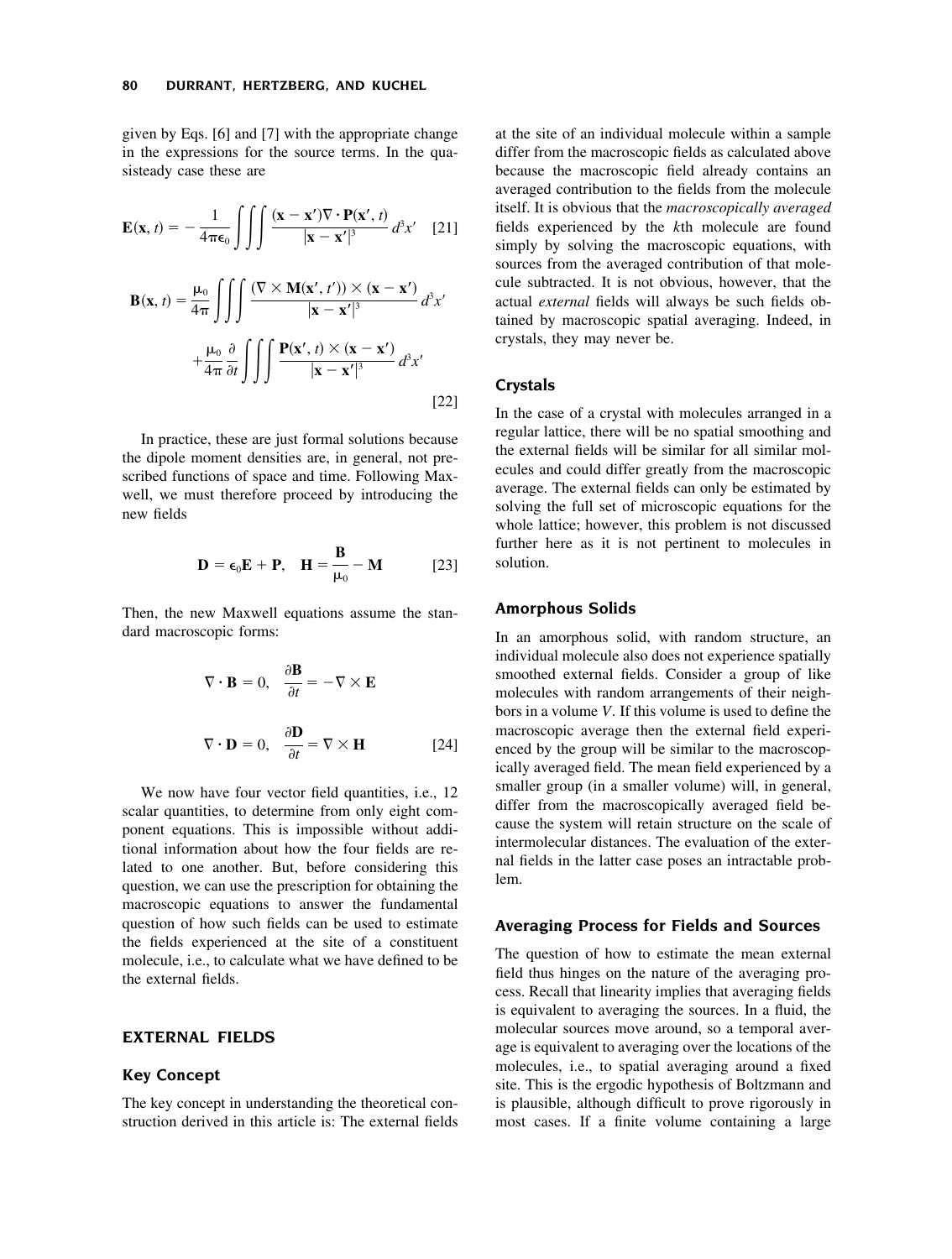given by Eqs. [6] and [7] with the appropriate change in the expressions for the source terms. In the quasisteady case these are

$$\mathbf{E}(\mathbf{x}, t) = -\frac{1}{4\pi\epsilon_0}\iiint \frac{(\mathbf{x}-\mathbf{x}')\nabla\cdot\mathbf{P}(\mathbf{x}', t)}{|\mathbf{x}-\mathbf{x}'|^3}\, d^3x' \quad [21]$$

$$\mathbf{B}(\mathbf{x}, t) = \frac{\mu_0}{4\pi}\iiint \frac{(\nabla\times\mathbf{M}(\mathbf{x}', t'))\times(\mathbf{x}-\mathbf{x}')}{|\mathbf{x}-\mathbf{x}'|^3}\, d^3x' + \frac{\mu_0}{4\pi}\frac{\partial}{\partial t}\iiint \frac{\mathbf{P}(\mathbf{x}', t)\times(\mathbf{x}-\mathbf{x}')}{|\mathbf{x}-\mathbf{x}'|^3}\, d^3x' \quad [22]$$

In practice, these are just formal solutions because the dipole moment densities are, in general, not prescribed functions of space and time. Following Maxwell, we must therefore proceed by introducing the new fields

$$\mathbf{D} = \epsilon_0\mathbf{E} + \mathbf{P}, \quad \mathbf{H} = \frac{\mathbf{B}}{\mu_0} - \mathbf{M} \quad [23]$$

Then, the new Maxwell equations assume the standard macroscopic forms:

$$\nabla\cdot\mathbf{B} = 0, \quad \frac{\partial\mathbf{B}}{\partial t} = -\nabla\times\mathbf{E}$$

$$\nabla\cdot\mathbf{D} = 0, \quad \frac{\partial\mathbf{D}}{\partial t} = \nabla\times\mathbf{H} \quad [24]$$

We now have four vector field quantities, i.e., 12 scalar quantities, to determine from only eight component equations. This is impossible without additional information about how the four fields are related to one another. But, before considering this question, we can use the prescription for obtaining the macroscopic equations to answer the fundamental question of how such fields can be used to estimate the fields experienced at the site of a constituent molecule, i.e., to calculate what we have defined to be the external fields.

## EXTERNAL FIELDS

### Key Concept

The key concept in understanding the theoretical construction derived in this article is: The external fields at the site of an individual molecule within a sample differ from the macroscopic fields as calculated above because the macroscopic field already contains an averaged contribution to the fields from the molecule itself. It is obvious that the *macroscopically averaged* fields experienced by the $k$th molecule are found simply by solving the macroscopic equations, with sources from the averaged contribution of that molecule subtracted. It is not obvious, however, that the actual *external* fields will always be such fields obtained by macroscopic spatial averaging. Indeed, in crystals, they may never be.

### Crystals

In the case of a crystal with molecules arranged in a regular lattice, there will be no spatial smoothing and the external fields will be similar for all similar molecules and could differ greatly from the macroscopic average. The external fields can only be estimated by solving the full set of microscopic equations for the whole lattice; however, this problem is not discussed further here as it is not pertinent to molecules in solution.

### Amorphous Solids

In an amorphous solid, with random structure, an individual molecule also does not experience spatially smoothed external fields. Consider a group of like molecules with random arrangements of their neighbors in a volume $V$. If this volume is used to define the macroscopic average then the external field experienced by the group will be similar to the macroscopically averaged field. The mean field experienced by a smaller group (in a smaller volume) will, in general, differ from the macroscopically averaged field because the system will retain structure on the scale of intermolecular distances. The evaluation of the external fields in the latter case poses an intractable problem.

### Averaging Process for Fields and Sources

The question of how to estimate the mean external field thus hinges on the nature of the averaging process. Recall that linearity implies that averaging fields is equivalent to averaging the sources. In a fluid, the molecular sources move around, so a temporal average is equivalent to averaging over the locations of the molecules, i.e., to spatial averaging around a fixed site. This is the ergodic hypothesis of Boltzmann and is plausible, although difficult to prove rigorously in most cases. If a finite volume containing a large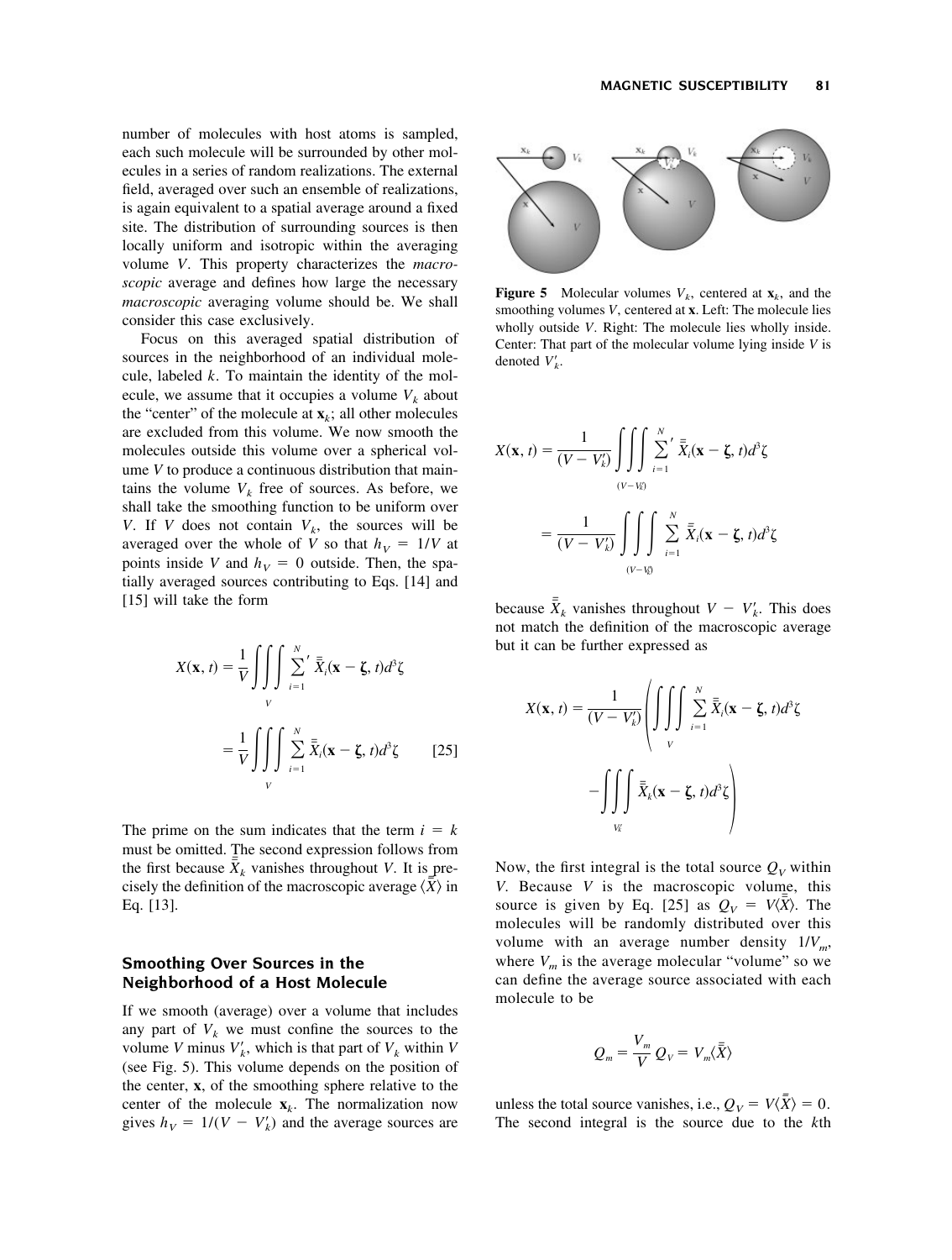number of molecules with host atoms is sampled, each such molecule will be surrounded by other molecules in a series of random realizations. The external field, averaged over such an ensemble of realizations, is again equivalent to a spatial average around a fixed site. The distribution of surrounding sources is then locally uniform and isotropic within the averaging volume $V$. This property characterizes the *macroscopic* average and defines how large the necessary *macroscopic* averaging volume should be. We shall consider this case exclusively.

Focus on this averaged spatial distribution of sources in the neighborhood of an individual molecule, labeled $k$. To maintain the identity of the molecule, we assume that it occupies a volume $V_k$ about the "center" of the molecule at $\mathbf{x}_k$; all other molecules are excluded from this volume. We now smooth the molecules outside this volume over a spherical volume $V$ to produce a continuous distribution that maintains the volume $V_k$ free of sources. As before, we shall take the smoothing function to be uniform over $V$. If $V$ does not contain $V_k$, the sources will be averaged over the whole of $V$ so that $h_V = 1/V$ at points inside $V$ and $h_V = 0$ outside. Then, the spatially averaged sources contributing to Eqs. [14] and [15] will take the form

$$X(\mathbf{x}, t) = \frac{1}{V}\iiint\limits_{V} {\sum_{i=1}^{N}}' \bar{\bar{X}}_i(\mathbf{x} - \boldsymbol{\zeta}, t)d^3\zeta$$
$$= \frac{1}{V}\iiint\limits_{V} \sum_{i=1}^{N} \bar{\bar{X}}_i(\mathbf{x} - \boldsymbol{\zeta}, t)d^3\zeta \qquad [25]$$

The prime on the sum indicates that the term $i = k$ must be omitted. The second expression follows from the first because $\bar{\bar{X}}_k$ vanishes throughout $V$. It is precisely the definition of the macroscopic average $\langle \bar{\bar{X}} \rangle$ in Eq. [13].

## Smoothing Over Sources in the Neighborhood of a Host Molecule

If we smooth (average) over a volume that includes any part of $V_k$ we must confine the sources to the volume $V$ minus $V'_k$, which is that part of $V_k$ within $V$ (see Fig. 5). This volume depends on the position of the center, $\mathbf{x}$, of the smoothing sphere relative to the center of the molecule $\mathbf{x}_k$. The normalization now gives $h_V = 1/(V - V'_k)$ and the average sources are

**Figure 5** Molecular volumes $V_k$, centered at $\mathbf{x}_k$, and the smoothing volumes $V$, centered at $\mathbf{x}$. Left: The molecule lies wholly outside $V$. Right: The molecule lies wholly inside. Center: That part of the molecular volume lying inside $V$ is denoted $V'_k$.

$$X(\mathbf{x}, t) = \frac{1}{(V - V'_k)}\iiint\limits_{(V-V'_k)} {\sum_{i=1}^{N}}' \bar{\bar{X}}_i(\mathbf{x} - \boldsymbol{\zeta}, t)d^3\zeta$$
$$= \frac{1}{(V - V'_k)}\iiint\limits_{(V-V'_k)} \sum_{i=1}^{N} \bar{\bar{X}}_i(\mathbf{x} - \boldsymbol{\zeta}, t)d^3\zeta$$

because $\bar{\bar{X}}_k$ vanishes throughout $V - V'_k$. This does not match the definition of the macroscopic average but it can be further expressed as

$$X(\mathbf{x}, t) = \frac{1}{(V - V'_k)}\left(\iiint\limits_{V} \sum_{i=1}^{N} \bar{\bar{X}}_i(\mathbf{x} - \boldsymbol{\zeta}, t)d^3\zeta - \iiint\limits_{V'_k} \bar{\bar{X}}_k(\mathbf{x} - \boldsymbol{\zeta}, t)d^3\zeta\right)$$

Now, the first integral is the total source $Q_V$ within $V$. Because $V$ is the macroscopic volume, this source is given by Eq. [25] as $Q_V = V\langle \bar{\bar{X}} \rangle$. The molecules will be randomly distributed over this volume with an average number density $1/V_m$, where $V_m$ is the average molecular "volume" so we can define the average source associated with each molecule to be

$$Q_m = \frac{V_m}{V} Q_V = V_m\langle \bar{\bar{X}} \rangle$$

unless the total source vanishes, i.e., $Q_V = V\langle \bar{\bar{X}} \rangle = 0$. The second integral is the source due to the $k$th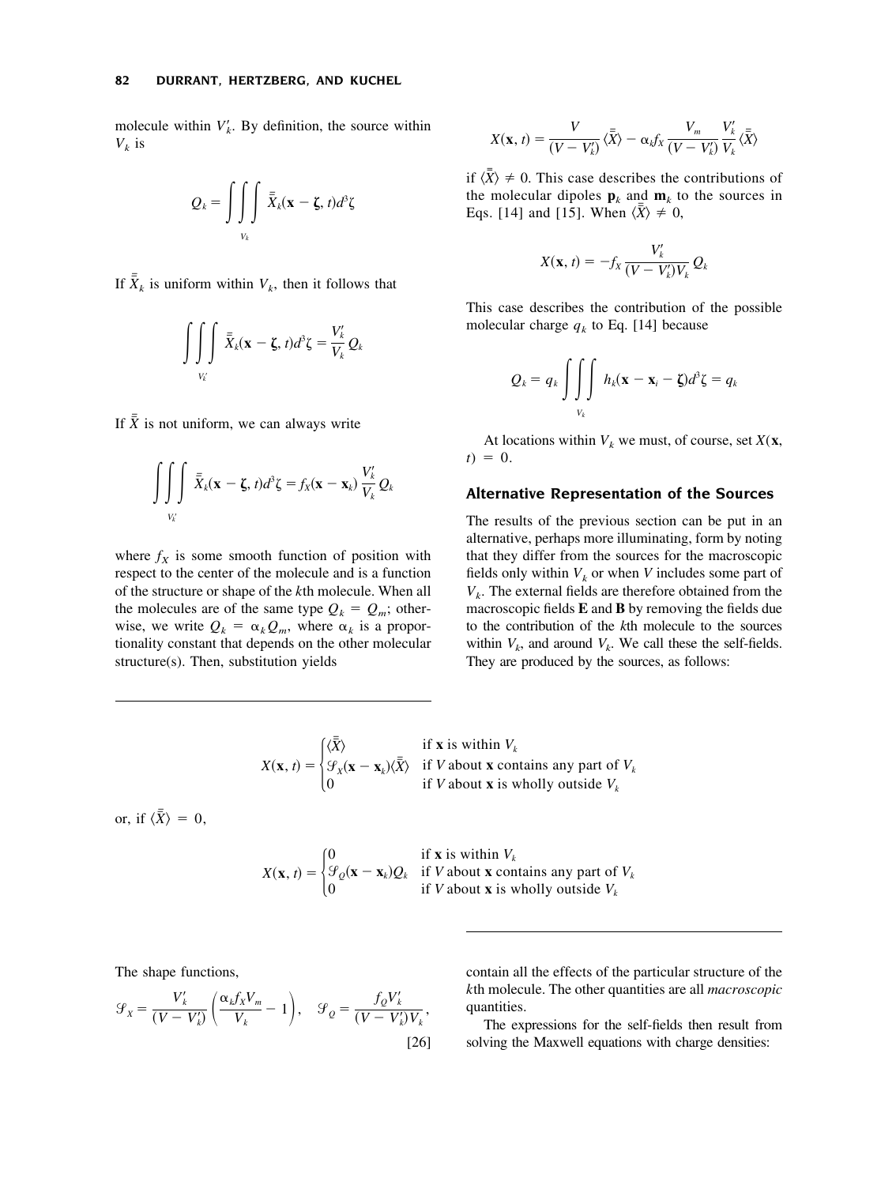molecule within $V_k'$. By definition, the source within $V_k$ is

$$Q_k = \iiint_{V_k} \bar{\bar{X}}_k(\mathbf{x} - \boldsymbol{\zeta}, t) d^3\zeta$$

If $\bar{\bar{X}}_k$ is uniform within $V_k$, then it follows that

$$\iiint_{V_k'} \bar{\bar{X}}_k(\mathbf{x} - \boldsymbol{\zeta}, t) d^3\zeta = \frac{V_k'}{V_k} Q_k$$

If $\bar{\bar{X}}$ is not uniform, we can always write

$$\iiint_{V_k'} \bar{\bar{X}}_k(\mathbf{x} - \boldsymbol{\zeta}, t) d^3\zeta = f_X(\mathbf{x} - \mathbf{x}_k) \frac{V_k'}{V_k} Q_k$$

where $f_X$ is some smooth function of position with respect to the center of the molecule and is a function of the structure or shape of the $k$th molecule. When all the molecules are of the same type $Q_k = Q_m$; otherwise, we write $Q_k = \alpha_k Q_m$, where $\alpha_k$ is a proportionality constant that depends on the other molecular structure(s). Then, substitution yields

$$X(\mathbf{x}, t) = \frac{V}{(V - V_k')} \langle \bar{\bar{X}} \rangle - \alpha_k f_X \frac{V_m}{(V - V_k')} \frac{V_k'}{V_k} \langle \bar{\bar{X}} \rangle$$

if $\langle \bar{\bar{X}} \rangle \neq 0$. This case describes the contributions of the molecular dipoles $\mathbf{p}_k$ and $\mathbf{m}_k$ to the sources in Eqs. [14] and [15]. When $\langle \bar{\bar{X}} \rangle \neq 0$,

$$X(\mathbf{x}, t) = -f_X \frac{V_k'}{(V - V_k')V_k} Q_k$$

This case describes the contribution of the possible molecular charge $q_k$ to Eq. [14] because

$$Q_k = q_k \iiint_{V_k} h_k(\mathbf{x} - \mathbf{x}_i - \boldsymbol{\zeta}) d^3\zeta = q_k$$

At locations within $V_k$ we must, of course, set $X(\mathbf{x}, t) = 0$.

## Alternative Representation of the Sources

The results of the previous section can be put in an alternative, perhaps more illuminating, form by noting that they differ from the sources for the macroscopic fields only within $V_k$ or when $V$ includes some part of $V_k$. The external fields are therefore obtained from the macroscopic fields $\mathbf{E}$ and $\mathbf{B}$ by removing the fields due to the contribution of the $k$th molecule to the sources within $V_k$, and around $V_k$. We call these the self-fields. They are produced by the sources, as follows:

$$X(\mathbf{x}, t) = \begin{cases} \langle \bar{\bar{X}} \rangle & \text{if } \mathbf{x} \text{ is within } V_k \\ \mathcal{S}_X(\mathbf{x} - \mathbf{x}_k) \langle \bar{\bar{X}} \rangle & \text{if } V \text{ about } \mathbf{x} \text{ contains any part of } V_k \\ 0 & \text{if } V \text{ about } \mathbf{x} \text{ is wholly outside } V_k \end{cases}$$

or, if $\langle \bar{\bar{X}} \rangle = 0$,

$$X(\mathbf{x}, t) = \begin{cases} 0 & \text{if } \mathbf{x} \text{ is within } V_k \\ \mathcal{S}_Q(\mathbf{x} - \mathbf{x}_k) Q_k & \text{if } V \text{ about } \mathbf{x} \text{ contains any part of } V_k \\ 0 & \text{if } V \text{ about } \mathbf{x} \text{ is wholly outside } V_k \end{cases}$$

The shape functions,

$$\mathcal{S}_X = \frac{V_k'}{(V - V_k')} \left( \frac{\alpha_k f_X V_m}{V_k} - 1 \right), \quad \mathcal{S}_Q = \frac{f_Q V_k'}{(V - V_k')V_k}, \qquad [26]$$

contain all the effects of the particular structure of the $k$th molecule. The other quantities are all *macroscopic* quantities.

The expressions for the self-fields then result from solving the Maxwell equations with charge densities: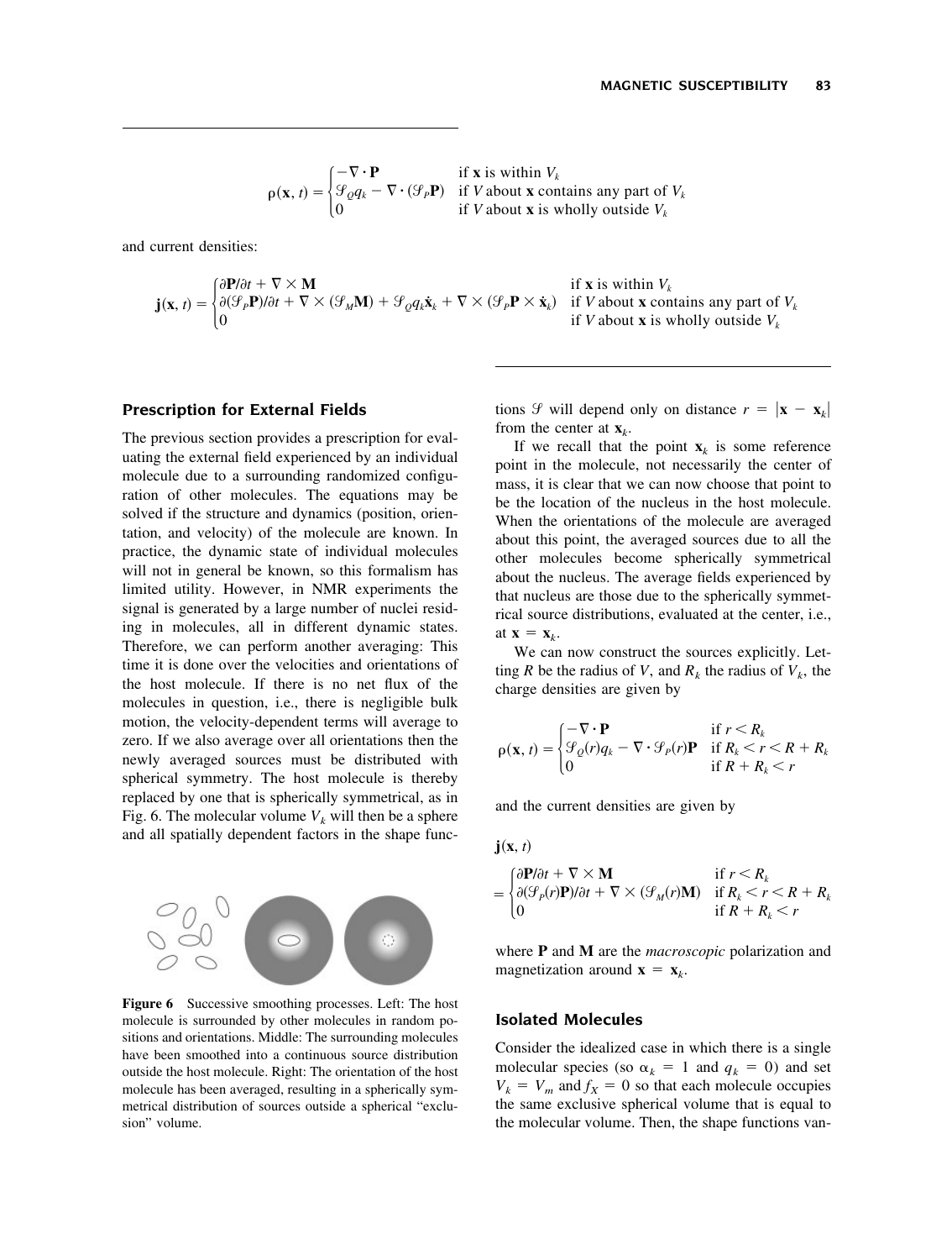$$
\rho(\mathbf{x}, t) = \begin{cases} -\nabla \cdot \mathbf{P} & \text{if } \mathbf{x} \text{ is within } V_k \\ \mathcal{S}_Q q_k - \nabla \cdot (\mathcal{S}_P \mathbf{P}) & \text{if } V \text{ about } \mathbf{x} \text{ contains any part of } V_k \\ 0 & \text{if } V \text{ about } \mathbf{x} \text{ is wholly outside } V_k \end{cases}
$$

and current densities:

$$
\mathbf{j}(\mathbf{x}, t) = \begin{cases} \partial \mathbf{P}/\partial t + \nabla \times \mathbf{M} & \text{if } \mathbf{x} \text{ is within } V_k \\ \partial(\mathcal{S}_P \mathbf{P})/\partial t + \nabla \times (\mathcal{S}_M \mathbf{M}) + \mathcal{S}_Q q_k \dot{\mathbf{x}}_k + \nabla \times (\mathcal{S}_P \mathbf{P} \times \dot{\mathbf{x}}_k) & \text{if } V \text{ about } \mathbf{x} \text{ contains any part of } V_k \\ 0 & \text{if } V \text{ about } \mathbf{x} \text{ is wholly outside } V_k \end{cases}
$$

## Prescription for External Fields

The previous section provides a prescription for evaluating the external field experienced by an individual molecule due to a surrounding randomized configuration of other molecules. The equations may be solved if the structure and dynamics (position, orientation, and velocity) of the molecule are known. In practice, the dynamic state of individual molecules will not in general be known, so this formalism has limited utility. However, in NMR experiments the signal is generated by a large number of nuclei residing in molecules, all in different dynamic states. Therefore, we can perform another averaging: This time it is done over the velocities and orientations of the host molecule. If there is no net flux of the molecules in question, i.e., there is negligible bulk motion, the velocity-dependent terms will average to zero. If we also average over all orientations then the newly averaged sources must be distributed with spherical symmetry. The host molecule is thereby replaced by one that is spherically symmetrical, as in Fig. 6. The molecular volume $V_k$ will then be a sphere and all spatially dependent factors in the shape functions $\mathcal{S}$ will depend only on distance $r = |\mathbf{x} - \mathbf{x}_k|$ from the center at $\mathbf{x}_k$.

**Figure 6** Successive smoothing processes. Left: The host molecule is surrounded by other molecules in random positions and orientations. Middle: The surrounding molecules have been smoothed into a continuous source distribution outside the host molecule. Right: The orientation of the host molecule has been averaged, resulting in a spherically symmetrical distribution of sources outside a spherical "exclusion" volume.

If we recall that the point $\mathbf{x}_k$ is some reference point in the molecule, not necessarily the center of mass, it is clear that we can now choose that point to be the location of the nucleus in the host molecule. When the orientations of the molecule are averaged about this point, the averaged sources due to all the other molecules become spherically symmetrical about the nucleus. The average fields experienced by that nucleus are those due to the spherically symmetrical source distributions, evaluated at the center, i.e., at $\mathbf{x} = \mathbf{x}_k$.

We can now construct the sources explicitly. Letting $R$ be the radius of $V$, and $R_k$ the radius of $V_k$, the charge densities are given by

$$
\rho(\mathbf{x}, t) = \begin{cases} -\nabla \cdot \mathbf{P} & \text{if } r < R_k \\ \mathcal{S}_Q(r) q_k - \nabla \cdot \mathcal{S}_P(r) \mathbf{P} & \text{if } R_k < r < R + R_k \\ 0 & \text{if } R + R_k < r \end{cases}
$$

and the current densities are given by

$$
\mathbf{j}(\mathbf{x}, t) = \begin{cases} \partial \mathbf{P}/\partial t + \nabla \times \mathbf{M} & \text{if } r < R_k \\ \partial(\mathcal{S}_P(r) \mathbf{P})/\partial t + \nabla \times (\mathcal{S}_M(r) \mathbf{M}) & \text{if } R_k < r < R + R_k \\ 0 & \text{if } R + R_k < r \end{cases}
$$

where $\mathbf{P}$ and $\mathbf{M}$ are the *macroscopic* polarization and magnetization around $\mathbf{x} = \mathbf{x}_k$.

## Isolated Molecules

Consider the idealized case in which there is a single molecular species (so $\alpha_k = 1$ and $q_k = 0$) and set $V_k = V_m$ and $f_X = 0$ so that each molecule occupies the same exclusive spherical volume that is equal to the molecular volume. Then, the shape functions van-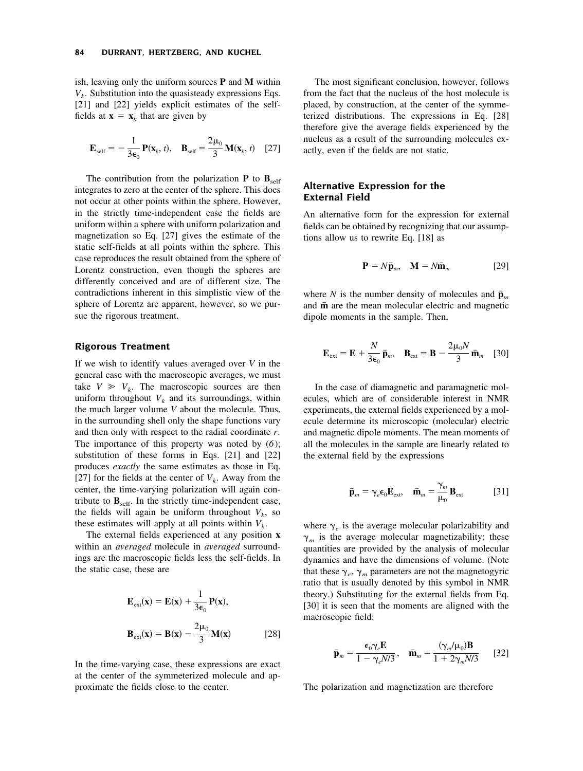ish, leaving only the uniform sources $\mathbf{P}$ and $\mathbf{M}$ within $V_k$. Substitution into the quasisteady expressions Eqs. [21] and [22] yields explicit estimates of the self-fields at $\mathbf{x} = \mathbf{x}_k$ that are given by

$$\mathbf{E}_{\text{self}} = -\frac{1}{3\epsilon_0}\mathbf{P}(\mathbf{x}_k, t), \quad \mathbf{B}_{\text{self}} = \frac{2\mu_0}{3}\mathbf{M}(\mathbf{x}_k, t) \quad [27]$$

The contribution from the polarization $\mathbf{P}$ to $\mathbf{B}_{\text{self}}$ integrates to zero at the center of the sphere. This does not occur at other points within the sphere. However, in the strictly time-independent case the fields are uniform within a sphere with uniform polarization and magnetization so Eq. [27] gives the estimate of the static self-fields at all points within the sphere. This case reproduces the result obtained from the sphere of Lorentz construction, even though the spheres are differently conceived and are of different size. The contradictions inherent in this simplistic view of the sphere of Lorentz are apparent, however, so we pursue the rigorous treatment.

### Rigorous Treatment

If we wish to identify values averaged over $V$ in the general case with the macroscopic averages, we must take $V \gg V_k$. The macroscopic sources are then uniform throughout $V_k$ and its surroundings, within the much larger volume $V$ about the molecule. Thus, in the surrounding shell only the shape functions vary and then only with respect to the radial coordinate $r$. The importance of this property was noted by (*6*); substitution of these forms in Eqs. [21] and [22] produces *exactly* the same estimates as those in Eq. [27] for the fields at the center of $V_k$. Away from the center, the time-varying polarization will again contribute to $\mathbf{B}_{\text{self}}$. In the strictly time-independent case, the fields will again be uniform throughout $V_k$, so these estimates will apply at all points within $V_k$.

The external fields experienced at any position $\mathbf{x}$ within an *averaged* molecule in *averaged* surroundings are the macroscopic fields less the self-fields. In the static case, these are

$$\mathbf{E}_{\text{ext}}(\mathbf{x}) = \mathbf{E}(\mathbf{x}) + \frac{1}{3\epsilon_0}\mathbf{P}(\mathbf{x}),$$

$$\mathbf{B}_{\text{ext}}(\mathbf{x}) = \mathbf{B}(\mathbf{x}) - \frac{2\mu_0}{3}\mathbf{M}(\mathbf{x}) \quad [28]$$

In the time-varying case, these expressions are exact at the center of the symmeterized molecule and approximate the fields close to the center.

The most significant conclusion, however, follows from the fact that the nucleus of the host molecule is placed, by construction, at the center of the symmeterized distributions. The expressions in Eq. [28] therefore give the average fields experienced by the nucleus as a result of the surrounding molecules exactly, even if the fields are not static.

### Alternative Expression for the External Field

An alternative form for the expression for external fields can be obtained by recognizing that our assumptions allow us to rewrite Eq. [18] as

$$\mathbf{P} = N\bar{\mathbf{p}}_m, \quad \mathbf{M} = N\bar{\mathbf{m}}_m \quad [29]$$

where $N$ is the number density of molecules and $\bar{\mathbf{p}}_m$ and $\bar{\mathbf{m}}$ are the mean molecular electric and magnetic dipole moments in the sample. Then,

$$\mathbf{E}_{\text{ext}} = \mathbf{E} + \frac{N}{3\epsilon_0}\bar{\mathbf{p}}_m, \quad \mathbf{B}_{\text{ext}} = \mathbf{B} - \frac{2\mu_0 N}{3}\bar{\mathbf{m}}_m \quad [30]$$

In the case of diamagnetic and paramagnetic molecules, which are of considerable interest in NMR experiments, the external fields experienced by a molecule determine its microscopic (molecular) electric and magnetic dipole moments. The mean moments of all the molecules in the sample are linearly related to the external field by the expressions

$$\bar{\mathbf{p}}_m = \gamma_e\epsilon_0\mathbf{E}_{\text{ext}}, \quad \bar{\mathbf{m}}_m = \frac{\gamma_m}{\mu_0}\mathbf{B}_{\text{ext}} \quad [31]$$

where $\gamma_e$ is the average molecular polarizability and $\gamma_m$ is the average molecular magnetizability; these quantities are provided by the analysis of molecular dynamics and have the dimensions of volume. (Note that these $\gamma_e$, $\gamma_m$ parameters are not the magnetogyric ratio that is usually denoted by this symbol in NMR theory.) Substituting for the external fields from Eq. [30] it is seen that the moments are aligned with the macroscopic field:

$$\bar{\mathbf{p}}_m = \frac{\epsilon_0\gamma_e\mathbf{E}}{1 - \gamma_e N/3}, \quad \bar{\mathbf{m}}_m = \frac{(\gamma_m/\mu_0)\mathbf{B}}{1 + 2\gamma_m N/3} \quad [32]$$

The polarization and magnetization are therefore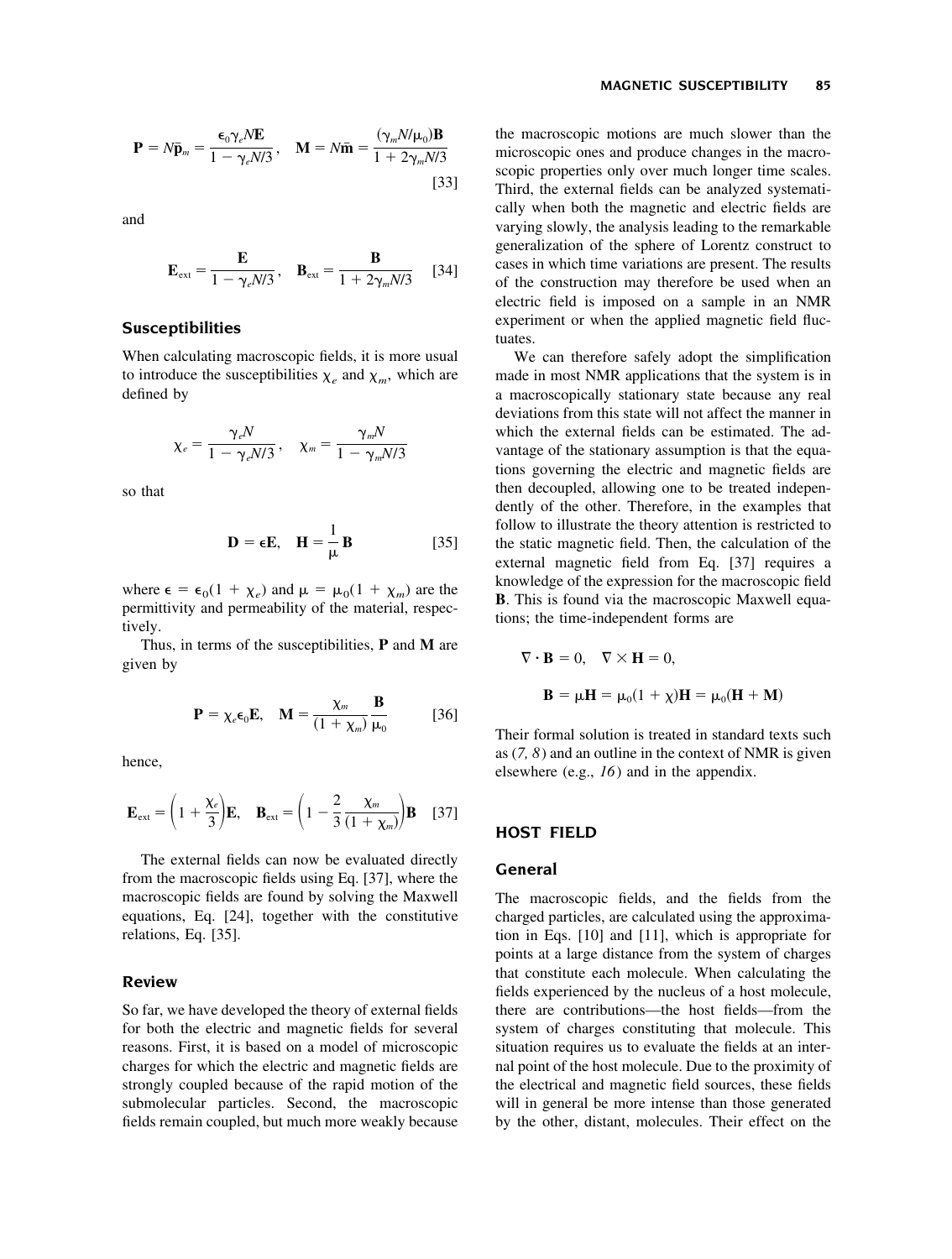$$\mathbf{P} = N\bar{\mathbf{p}}_m = \frac{\epsilon_0 \gamma_e N \mathbf{E}}{1 - \gamma_e N/3}, \quad \mathbf{M} = N\bar{\mathbf{m}} = \frac{(\gamma_m N/\mu_0)\mathbf{B}}{1 + 2\gamma_m N/3} \quad [33]$$

and

$$\mathbf{E}_{\text{ext}} = \frac{\mathbf{E}}{1 - \gamma_e N/3}, \quad \mathbf{B}_{\text{ext}} = \frac{\mathbf{B}}{1 + 2\gamma_m N/3} \quad [34]$$

### Susceptibilities

When calculating macroscopic fields, it is more usual to introduce the susceptibilities $\chi_e$ and $\chi_m$, which are defined by

$$\chi_e = \frac{\gamma_e N}{1 - \gamma_e N/3}, \quad \chi_m = \frac{\gamma_m N}{1 - \gamma_m N/3}$$

so that

$$\mathbf{D} = \epsilon \mathbf{E}, \quad \mathbf{H} = \frac{1}{\mu}\mathbf{B} \quad [35]$$

where $\epsilon = \epsilon_0(1 + \chi_e)$ and $\mu = \mu_0(1 + \chi_m)$ are the permittivity and permeability of the material, respectively.

Thus, in terms of the susceptibilities, **P** and **M** are given by

$$\mathbf{P} = \chi_e \epsilon_0 \mathbf{E}, \quad \mathbf{M} = \frac{\chi_m}{(1 + \chi_m)} \frac{\mathbf{B}}{\mu_0} \quad [36]$$

hence,

$$\mathbf{E}_{\text{ext}} = \left(1 + \frac{\chi_e}{3}\right)\mathbf{E}, \quad \mathbf{B}_{\text{ext}} = \left(1 - \frac{2}{3}\frac{\chi_m}{(1 + \chi_m)}\right)\mathbf{B} \quad [37]$$

The external fields can now be evaluated directly from the macroscopic fields using Eq. [37], where the macroscopic fields are found by solving the Maxwell equations, Eq. [24], together with the constitutive relations, Eq. [35].

### Review

So far, we have developed the theory of external fields for both the electric and magnetic fields for several reasons. First, it is based on a model of microscopic charges for which the electric and magnetic fields are strongly coupled because of the rapid motion of the submolecular particles. Second, the macroscopic fields remain coupled, but much more weakly because the macroscopic motions are much slower than the microscopic ones and produce changes in the macroscopic properties only over much longer time scales. Third, the external fields can be analyzed systematically when both the magnetic and electric fields are varying slowly, the analysis leading to the remarkable generalization of the sphere of Lorentz construct to cases in which time variations are present. The results of the construction may therefore be used when an electric field is imposed on a sample in an NMR experiment or when the applied magnetic field fluctuates.

We can therefore safely adopt the simplification made in most NMR applications that the system is in a macroscopically stationary state because any real deviations from this state will not affect the manner in which the external fields can be estimated. The advantage of the stationary assumption is that the equations governing the electric and magnetic fields are then decoupled, allowing one to be treated independently of the other. Therefore, in the examples that follow to illustrate the theory attention is restricted to the static magnetic field. Then, the calculation of the external magnetic field from Eq. [37] requires a knowledge of the expression for the macroscopic field **B**. This is found via the macroscopic Maxwell equations; the time-independent forms are

$$\nabla \cdot \mathbf{B} = 0, \quad \nabla \times \mathbf{H} = 0,$$

$$\mathbf{B} = \mu \mathbf{H} = \mu_0(1 + \chi)\mathbf{H} = \mu_0(\mathbf{H} + \mathbf{M})$$

Their formal solution is treated in standard texts such as (*7, 8*) and an outline in the context of NMR is given elsewhere (e.g., *16*) and in the appendix.

## HOST FIELD

### General

The macroscopic fields, and the fields from the charged particles, are calculated using the approximation in Eqs. [10] and [11], which is appropriate for points at a large distance from the system of charges that constitute each molecule. When calculating the fields experienced by the nucleus of a host molecule, there are contributions—the host fields—from the system of charges constituting that molecule. This situation requires us to evaluate the fields at an internal point of the host molecule. Due to the proximity of the electrical and magnetic field sources, these fields will in general be more intense than those generated by the other, distant, molecules. Their effect on the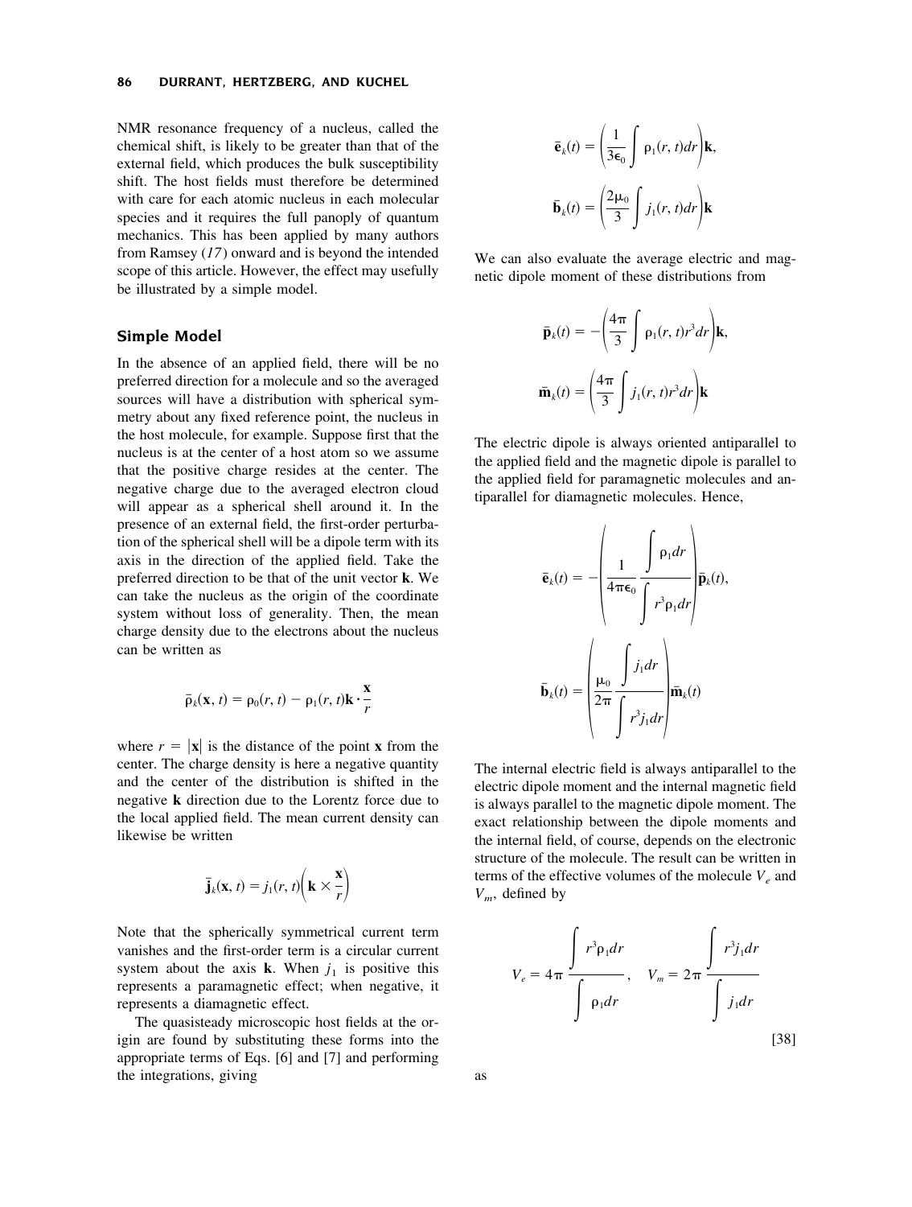NMR resonance frequency of a nucleus, called the chemical shift, is likely to be greater than that of the external field, which produces the bulk susceptibility shift. The host fields must therefore be determined with care for each atomic nucleus in each molecular species and it requires the full panoply of quantum mechanics. This has been applied by many authors from Ramsey (*17*) onward and is beyond the intended scope of this article. However, the effect may usefully be illustrated by a simple model.

## Simple Model

In the absence of an applied field, there will be no preferred direction for a molecule and so the averaged sources will have a distribution with spherical symmetry about any fixed reference point, the nucleus in the host molecule, for example. Suppose first that the nucleus is at the center of a host atom so we assume that the positive charge resides at the center. The negative charge due to the averaged electron cloud will appear as a spherical shell around it. In the presence of an external field, the first-order perturbation of the spherical shell will be a dipole term with its axis in the direction of the applied field. Take the preferred direction to be that of the unit vector $\mathbf{k}$. We can take the nucleus as the origin of the coordinate system without loss of generality. Then, the mean charge density due to the electrons about the nucleus can be written as

$$\bar{\rho}_k(\mathbf{x}, t) = \rho_0(r, t) - \rho_1(r, t)\mathbf{k} \cdot \frac{\mathbf{x}}{r}$$

where $r = |\mathbf{x}|$ is the distance of the point $\mathbf{x}$ from the center. The charge density is here a negative quantity and the center of the distribution is shifted in the negative $\mathbf{k}$ direction due to the Lorentz force due to the local applied field. The mean current density can likewise be written

$$\bar{\mathbf{j}}_k(\mathbf{x}, t) = j_1(r, t)\left(\mathbf{k} \times \frac{\mathbf{x}}{r}\right)$$

Note that the spherically symmetrical current term vanishes and the first-order term is a circular current system about the axis $\mathbf{k}$. When $j_1$ is positive this represents a paramagnetic effect; when negative, it represents a diamagnetic effect.

The quasisteady microscopic host fields at the origin are found by substituting these forms into the appropriate terms of Eqs. [6] and [7] and performing the integrations, giving

$$\bar{\mathbf{e}}_k(t) = \left(\frac{1}{3\epsilon_0}\int \rho_1(r, t)dr\right)\mathbf{k},$$

$$\bar{\mathbf{b}}_k(t) = \left(\frac{2\mu_0}{3}\int j_1(r, t)dr\right)\mathbf{k}$$

We can also evaluate the average electric and magnetic dipole moment of these distributions from

$$\bar{\mathbf{p}}_k(t) = -\left(\frac{4\pi}{3}\int \rho_1(r, t)r^3dr\right)\mathbf{k},$$

$$\bar{\mathbf{m}}_k(t) = \left(\frac{4\pi}{3}\int j_1(r, t)r^3dr\right)\mathbf{k}$$

The electric dipole is always oriented antiparallel to the applied field and the magnetic dipole is parallel to the applied field for paramagnetic molecules and antiparallel for diamagnetic molecules. Hence,

$$\bar{\mathbf{e}}_k(t) = -\left(\frac{1}{4\pi\epsilon_0}\frac{\displaystyle\int \rho_1 dr}{\displaystyle\int r^3\rho_1 dr}\right)\bar{\mathbf{p}}_k(t),$$

$$\bar{\mathbf{b}}_k(t) = \left(\frac{\mu_0}{2\pi}\frac{\displaystyle\int j_1 dr}{\displaystyle\int r^3 j_1 dr}\right)\bar{\mathbf{m}}_k(t)$$

The internal electric field is always antiparallel to the electric dipole moment and the internal magnetic field is always parallel to the magnetic dipole moment. The exact relationship between the dipole moments and the internal field, of course, depends on the electronic structure of the molecule. The result can be written in terms of the effective volumes of the molecule $V_e$ and $V_m$, defined by

$$V_e = 4\pi\frac{\displaystyle\int r^3\rho_1 dr}{\displaystyle\int \rho_1 dr}, \quad V_m = 2\pi\frac{\displaystyle\int r^3 j_1 dr}{\displaystyle\int j_1 dr} \qquad [38]$$

as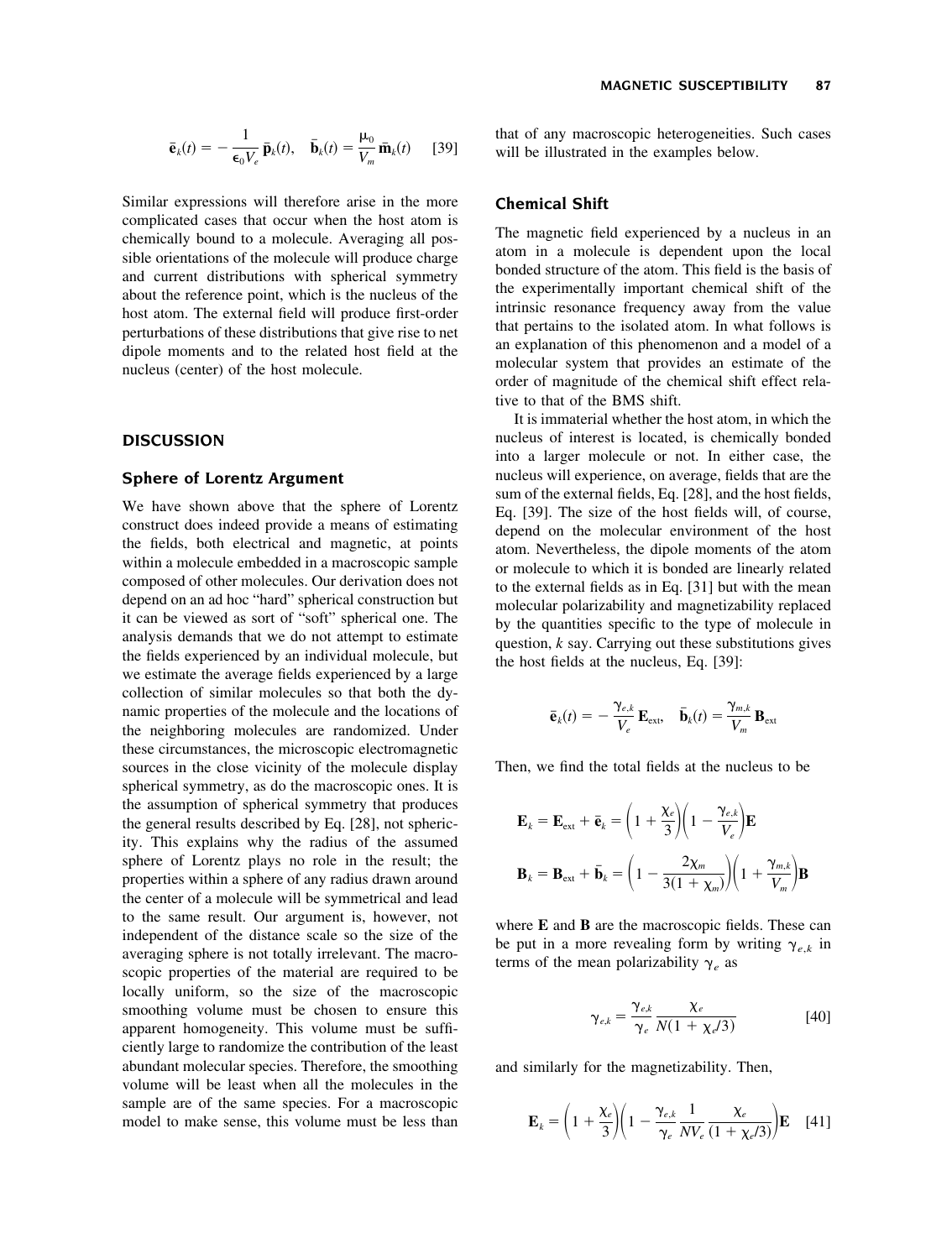$$\bar{\mathbf{e}}_k(t) = -\frac{1}{\epsilon_0 V_e}\bar{\mathbf{p}}_k(t), \quad \bar{\mathbf{b}}_k(t) = \frac{\mu_0}{V_m}\bar{\mathbf{m}}_k(t) \quad [39]$$

Similar expressions will therefore arise in the more complicated cases that occur when the host atom is chemically bound to a molecule. Averaging all possible orientations of the molecule will produce charge and current distributions with spherical symmetry about the reference point, which is the nucleus of the host atom. The external field will produce first-order perturbations of these distributions that give rise to net dipole moments and to the related host field at the nucleus (center) of the host molecule.

## DISCUSSION

### Sphere of Lorentz Argument

We have shown above that the sphere of Lorentz construct does indeed provide a means of estimating the fields, both electrical and magnetic, at points within a molecule embedded in a macroscopic sample composed of other molecules. Our derivation does not depend on an ad hoc "hard" spherical construction but it can be viewed as sort of "soft" spherical one. The analysis demands that we do not attempt to estimate the fields experienced by an individual molecule, but we estimate the average fields experienced by a large collection of similar molecules so that both the dynamic properties of the molecule and the locations of the neighboring molecules are randomized. Under these circumstances, the microscopic electromagnetic sources in the close vicinity of the molecule display spherical symmetry, as do the macroscopic ones. It is the assumption of spherical symmetry that produces the general results described by Eq. [28], not sphericity. This explains why the radius of the assumed sphere of Lorentz plays no role in the result; the properties within a sphere of any radius drawn around the center of a molecule will be symmetrical and lead to the same result. Our argument is, however, not independent of the distance scale so the size of the averaging sphere is not totally irrelevant. The macroscopic properties of the material are required to be locally uniform, so the size of the macroscopic smoothing volume must be chosen to ensure this apparent homogeneity. This volume must be sufficiently large to randomize the contribution of the least abundant molecular species. Therefore, the smoothing volume will be least when all the molecules in the sample are of the same species. For a macroscopic model to make sense, this volume must be less than that of any macroscopic heterogeneities. Such cases will be illustrated in the examples below.

### Chemical Shift

The magnetic field experienced by a nucleus in an atom in a molecule is dependent upon the local bonded structure of the atom. This field is the basis of the experimentally important chemical shift of the intrinsic resonance frequency away from the value that pertains to the isolated atom. In what follows is an explanation of this phenomenon and a model of a molecular system that provides an estimate of the order of magnitude of the chemical shift effect relative to that of the BMS shift.

It is immaterial whether the host atom, in which the nucleus of interest is located, is chemically bonded into a larger molecule or not. In either case, the nucleus will experience, on average, fields that are the sum of the external fields, Eq. [28], and the host fields, Eq. [39]. The size of the host fields will, of course, depend on the molecular environment of the host atom. Nevertheless, the dipole moments of the atom or molecule to which it is bonded are linearly related to the external fields as in Eq. [31] but with the mean molecular polarizability and magnetizability replaced by the quantities specific to the type of molecule in question, $k$ say. Carrying out these substitutions gives the host fields at the nucleus, Eq. [39]:

$$\bar{\mathbf{e}}_k(t) = -\frac{\gamma_{e,k}}{V_e}\mathbf{E}_{\text{ext}}, \quad \bar{\mathbf{b}}_k(t) = \frac{\gamma_{m,k}}{V_m}\mathbf{B}_{\text{ext}}$$

Then, we find the total fields at the nucleus to be

$$\mathbf{E}_k = \mathbf{E}_{\text{ext}} + \bar{\mathbf{e}}_k = \left(1 + \frac{\chi_e}{3}\right)\left(1 - \frac{\gamma_{e,k}}{V_e}\right)\mathbf{E}$$

$$\mathbf{B}_k = \mathbf{B}_{\text{ext}} + \bar{\mathbf{b}}_k = \left(1 - \frac{2\chi_m}{3(1+\chi_m)}\right)\left(1 + \frac{\gamma_{m,k}}{V_m}\right)\mathbf{B}$$

where $\mathbf{E}$ and $\mathbf{B}$ are the macroscopic fields. These can be put in a more revealing form by writing $\gamma_{e,k}$ in terms of the mean polarizability $\gamma_e$ as

$$\gamma_{e,k} = \frac{\gamma_{e,k}}{\gamma_e}\frac{\chi_e}{N(1+\chi_e/3)} \quad [40]$$

and similarly for the magnetizability. Then,

$$\mathbf{E}_k = \left(1 + \frac{\chi_e}{3}\right)\left(1 - \frac{\gamma_{e,k}}{\gamma_e}\frac{1}{NV_e}\frac{\chi_e}{(1+\chi_e/3)}\right)\mathbf{E} \quad [41]$$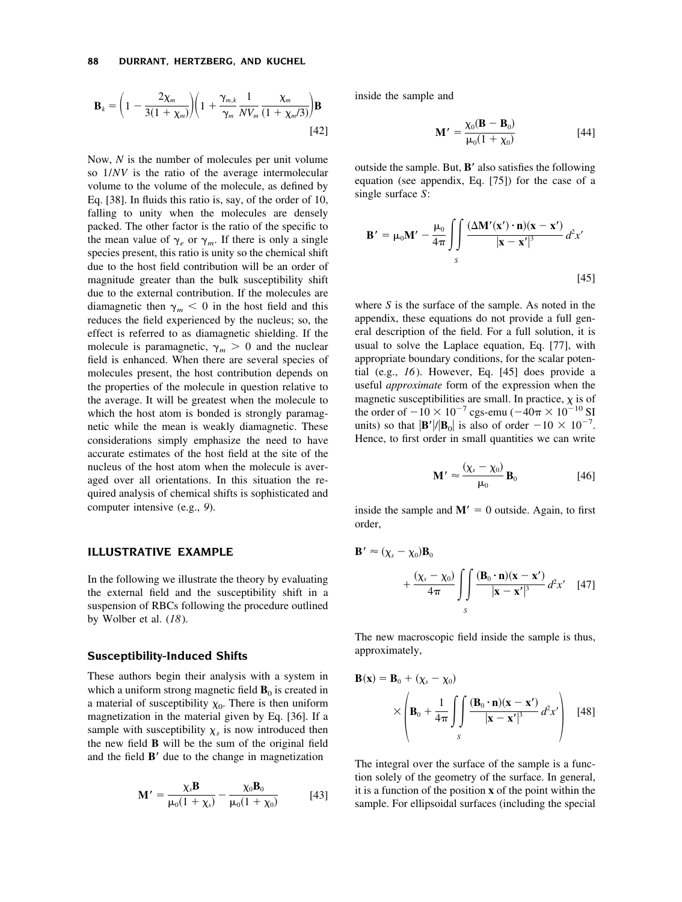$$\mathbf{B}_k = \left(1 - \frac{2\chi_m}{3(1+\chi_m)}\right)\left(1 + \frac{\gamma_{m,k}}{\gamma_m}\frac{1}{NV_m}\frac{\chi_m}{(1+\chi_m/3)}\right)\mathbf{B} \quad [42]$$

Now, $N$ is the number of molecules per unit volume so $1/NV$ is the ratio of the average intermolecular volume to the volume of the molecule, as defined by Eq. [38]. In fluids this ratio is, say, of the order of 10, falling to unity when the molecules are densely packed. The other factor is the ratio of the specific to the mean value of $\gamma_e$ or $\gamma_m$. If there is only a single species present, this ratio is unity so the chemical shift due to the host field contribution will be an order of magnitude greater than the bulk susceptibility shift due to the external contribution. If the molecules are diamagnetic then $\gamma_m < 0$ in the host field and this reduces the field experienced by the nucleus; so, the effect is referred to as diamagnetic shielding. If the molecule is paramagnetic, $\gamma_m > 0$ and the nuclear field is enhanced. When there are several species of molecules present, the host contribution depends on the properties of the molecule in question relative to the average. It will be greatest when the molecule to which the host atom is bonded is strongly paramagnetic while the mean is weakly diamagnetic. These considerations simply emphasize the need to have accurate estimates of the host field at the site of the nucleus of the host atom when the molecule is averaged over all orientations. In this situation the required analysis of chemical shifts is sophisticated and computer intensive (e.g., *9*).

## ILLUSTRATIVE EXAMPLE

In the following we illustrate the theory by evaluating the external field and the susceptibility shift in a suspension of RBCs following the procedure outlined by Wolber et al. (*18*).

### Susceptibility-Induced Shifts

These authors begin their analysis with a system in which a uniform strong magnetic field $\mathbf{B}_0$ is created in a material of susceptibility $\chi_0$. There is then uniform magnetization in the material given by Eq. [36]. If a sample with susceptibility $\chi_s$ is now introduced then the new field $\mathbf{B}$ will be the sum of the original field and the field $\mathbf{B}'$ due to the change in magnetization

$$\mathbf{M}' = \frac{\chi_s \mathbf{B}}{\mu_0(1+\chi_s)} - \frac{\chi_0 \mathbf{B}_0}{\mu_0(1+\chi_0)} \quad [43]$$

inside the sample and

$$\mathbf{M}' = \frac{\chi_0(\mathbf{B} - \mathbf{B}_0)}{\mu_0(1+\chi_0)} \quad [44]$$

outside the sample. But, $\mathbf{B}'$ also satisfies the following equation (see appendix, Eq. [75]) for the case of a single surface $S$:

$$\mathbf{B}' = \mu_0 \mathbf{M}' - \frac{\mu_0}{4\pi}\iint_S \frac{(\Delta\mathbf{M}'(\mathbf{x}')\cdot\mathbf{n})(\mathbf{x}-\mathbf{x}')}{|\mathbf{x}-\mathbf{x}'|^3}\, d^2x' \quad [45]$$

where $S$ is the surface of the sample. As noted in the appendix, these equations do not provide a full general description of the field. For a full solution, it is usual to solve the Laplace equation, Eq. [77], with appropriate boundary conditions, for the scalar potential (e.g., *16*). However, Eq. [45] does provide a useful *approximate* form of the expression when the magnetic susceptibilities are small. In practice, $\chi$ is of the order of $-10 \times 10^{-7}$ cgs-emu ($-40\pi \times 10^{-10}$ SI units) so that $|\mathbf{B}'|/|\mathbf{B}_0|$ is also of order $-10 \times 10^{-7}$. Hence, to first order in small quantities we can write

$$\mathbf{M}' \approx \frac{(\chi_s - \chi_0)}{\mu_0}\mathbf{B}_0 \quad [46]$$

inside the sample and $\mathbf{M}' = 0$ outside. Again, to first order,

$$\mathbf{B}' \approx (\chi_s - \chi_0)\mathbf{B}_0 + \frac{(\chi_s - \chi_0)}{4\pi}\iint_S \frac{(\mathbf{B}_0\cdot\mathbf{n})(\mathbf{x}-\mathbf{x}')}{|\mathbf{x}-\mathbf{x}'|^3}\, d^2x' \quad [47]$$

The new macroscopic field inside the sample is thus, approximately,

$$\mathbf{B}(\mathbf{x}) = \mathbf{B}_0 + (\chi_s - \chi_0) \times \left(\mathbf{B}_0 + \frac{1}{4\pi}\iint_S \frac{(\mathbf{B}_0\cdot\mathbf{n})(\mathbf{x}-\mathbf{x}')}{|\mathbf{x}-\mathbf{x}'|^3}\, d^2x'\right) \quad [48]$$

The integral over the surface of the sample is a function solely of the geometry of the surface. In general, it is a function of the position $\mathbf{x}$ of the point within the sample. For ellipsoidal surfaces (including the special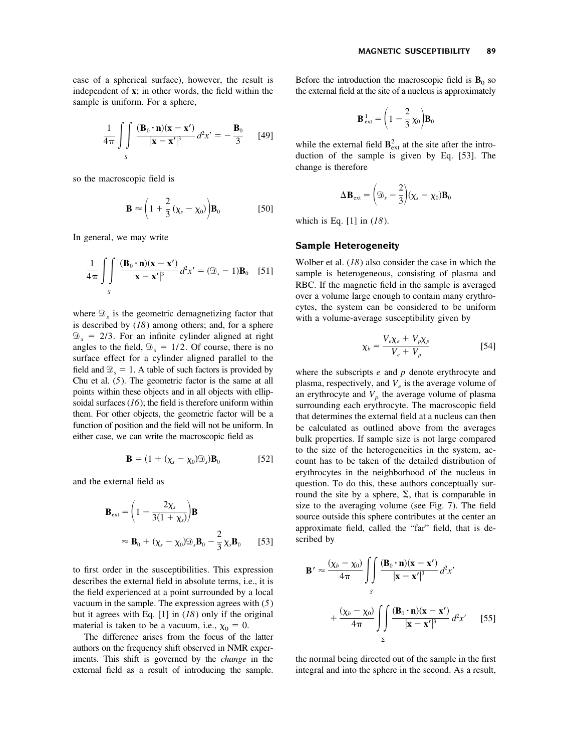case of a spherical surface), however, the result is independent of $\mathbf{x}$; in other words, the field within the sample is uniform. For a sphere,

$$\frac{1}{4\pi}\iint_S \frac{(\mathbf{B}_0\cdot\mathbf{n})(\mathbf{x}-\mathbf{x}')}{|\mathbf{x}-\mathbf{x}'|^3}\,d^2x' = -\frac{\mathbf{B}_0}{3} \qquad [49]$$

so the macroscopic field is

$$\mathbf{B} \approx \left(1 + \frac{2}{3}(\chi_s - \chi_0)\right)\mathbf{B}_0 \qquad [50]$$

In general, we may write

$$\frac{1}{4\pi}\iint_S \frac{(\mathbf{B}_0\cdot\mathbf{n})(\mathbf{x}-\mathbf{x}')}{|\mathbf{x}-\mathbf{x}'|^3}\,d^2x' = (\mathcal{D}_s - 1)\mathbf{B}_0 \qquad [51]$$

where $\mathcal{D}_s$ is the geometric demagnetizing factor that is described by (*18*) among others; and, for a sphere $\mathcal{D}_s = 2/3$. For an infinite cylinder aligned at right angles to the field, $\mathcal{D}_s = 1/2$. Of course, there is no surface effect for a cylinder aligned parallel to the field and $\mathcal{D}_s = 1$. A table of such factors is provided by Chu et al. (*5*). The geometric factor is the same at all points within these objects and in all objects with ellipsoidal surfaces (*16*); the field is therefore uniform within them. For other objects, the geometric factor will be a function of position and the field will not be uniform. In either case, we can write the macroscopic field as

$$\mathbf{B} = (1 + (\chi_s - \chi_0)\mathcal{D}_s)\mathbf{B}_0 \qquad [52]$$

and the external field as

$$\mathbf{B}_{\text{ext}} = \left(1 - \frac{2\chi_s}{3(1+\chi_s)}\right)\mathbf{B} \approx \mathbf{B}_0 + (\chi_s - \chi_0)\mathcal{D}_s\mathbf{B}_0 - \frac{2}{3}\chi_s\mathbf{B}_0 \qquad [53]$$

to first order in the susceptibilities. This expression describes the external field in absolute terms, i.e., it is the field experienced at a point surrounded by a local vacuum in the sample. The expression agrees with (*5*) but it agrees with Eq. [1] in (*18*) only if the original material is taken to be a vacuum, i.e., $\chi_0 = 0$.

The difference arises from the focus of the latter authors on the frequency shift observed in NMR experiments. This shift is governed by the *change* in the external field as a result of introducing the sample. Before the introduction the macroscopic field is $\mathbf{B}_0$ so the external field at the site of a nucleus is approximately

$$\mathbf{B}^1_{\text{ext}} = \left(1 - \frac{2}{3}\chi_0\right)\mathbf{B}_0$$

while the external field $\mathbf{B}^2_{\text{ext}}$ at the site after the introduction of the sample is given by Eq. [53]. The change is therefore

$$\Delta\mathbf{B}_{\text{ext}} = \left(\mathcal{D}_s - \frac{2}{3}\right)(\chi_s - \chi_0)\mathbf{B}_0$$

which is Eq. [1] in (*18*).

## Sample Heterogeneity

Wolber et al. (*18*) also consider the case in which the sample is heterogeneous, consisting of plasma and RBC. If the magnetic field in the sample is averaged over a volume large enough to contain many erythrocytes, the system can be considered to be uniform with a volume-average susceptibility given by

$$\chi_b = \frac{V_e\chi_e + V_p\chi_p}{V_e + V_p} \qquad [54]$$

where the subscripts *e* and *p* denote erythrocyte and plasma, respectively, and $V_e$ is the average volume of an erythrocyte and $V_p$ the average volume of plasma surrounding each erythrocyte. The macroscopic field that determines the external field at a nucleus can then be calculated as outlined above from the averages bulk properties. If sample size is not large compared to the size of the heterogeneities in the system, account has to be taken of the detailed distribution of erythrocytes in the neighborhood of the nucleus in question. To do this, these authors conceptually surround the site by a sphere, $\Sigma$, that is comparable in size to the averaging volume (see Fig. 7). The field source outside this sphere contributes at the center an approximate field, called the "far" field, that is described by

$$\mathbf{B}' \approx \frac{(\chi_b - \chi_0)}{4\pi}\iint_S \frac{(\mathbf{B}_0\cdot\mathbf{n})(\mathbf{x}-\mathbf{x}')}{|\mathbf{x}-\mathbf{x}'|^3}\,d^2x' + \frac{(\chi_b - \chi_0)}{4\pi}\iint_\Sigma \frac{(\mathbf{B}_0\cdot\mathbf{n})(\mathbf{x}-\mathbf{x}')}{|\mathbf{x}-\mathbf{x}'|^3}\,d^2x' \qquad [55]$$

the normal being directed out of the sample in the first integral and into the sphere in the second. As a result,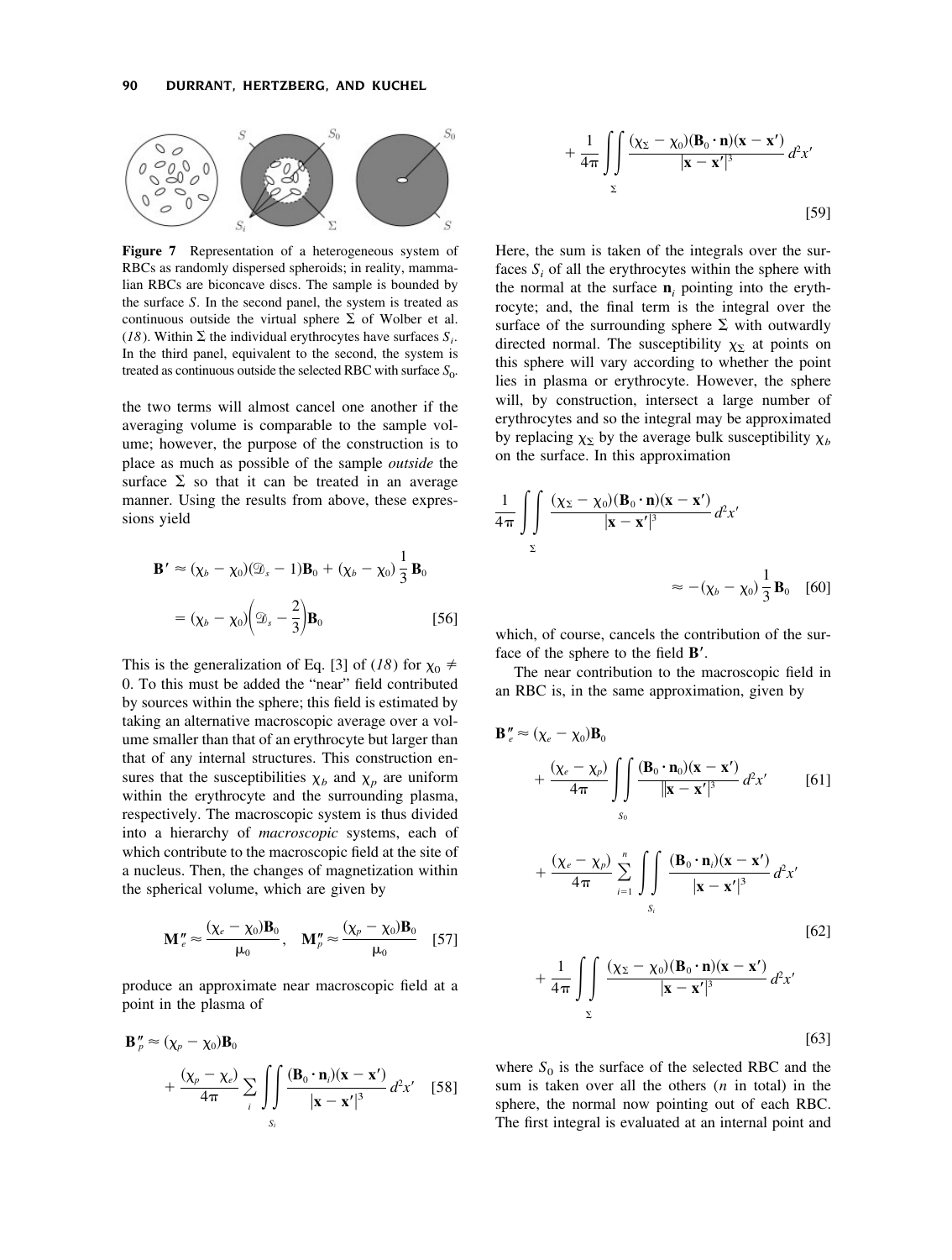**Figure 7** Representation of a heterogeneous system of RBCs as randomly dispersed spheroids; in reality, mammalian RBCs are biconcave discs. The sample is bounded by the surface $S$. In the second panel, the system is treated as continuous outside the virtual sphere $\Sigma$ of Wolber et al. (*18*). Within $\Sigma$ the individual erythrocytes have surfaces $S_i$. In the third panel, equivalent to the second, the system is treated as continuous outside the selected RBC with surface $S_0$.

the two terms will almost cancel one another if the averaging volume is comparable to the sample volume; however, the purpose of the construction is to place as much as possible of the sample *outside* the surface $\Sigma$ so that it can be treated in an average manner. Using the results from above, these expressions yield

$$\mathbf{B}' \approx (\chi_b - \chi_0)(\mathcal{D}_s - 1)\mathbf{B}_0 + (\chi_b - \chi_0)\frac{1}{3}\mathbf{B}_0$$
$$= (\chi_b - \chi_0)\left(\mathcal{D}_s - \frac{2}{3}\right)\mathbf{B}_0 \qquad [56]$$

This is the generalization of Eq. [3] of (*18*) for $\chi_0 \neq 0$. To this must be added the "near" field contributed by sources within the sphere; this field is estimated by taking an alternative macroscopic average over a volume smaller than that of an erythrocyte but larger than that of any internal structures. This construction ensures that the susceptibilities $\chi_b$ and $\chi_p$ are uniform within the erythrocyte and the surrounding plasma, respectively. The macroscopic system is thus divided into a hierarchy of *macroscopic* systems, each of which contribute to the macroscopic field at the site of a nucleus. Then, the changes of magnetization within the spherical volume, which are given by

$$\mathbf{M}''_e \approx \frac{(\chi_e - \chi_0)\mathbf{B}_0}{\mu_0}, \quad \mathbf{M}''_p \approx \frac{(\chi_p - \chi_0)\mathbf{B}_0}{\mu_0} \qquad [57]$$

produce an approximate near macroscopic field at a point in the plasma of

$$\mathbf{B}''_p \approx (\chi_p - \chi_0)\mathbf{B}_0 + \frac{(\chi_p - \chi_e)}{4\pi}\sum_i \iint_{S_i} \frac{(\mathbf{B}_0 \cdot \mathbf{n}_i)(\mathbf{x} - \mathbf{x}')}{|\mathbf{x} - \mathbf{x}'|^3}\, d^2x' \qquad [58]$$

$$+ \frac{1}{4\pi}\iint_{\Sigma} \frac{(\chi_\Sigma - \chi_0)(\mathbf{B}_0 \cdot \mathbf{n})(\mathbf{x} - \mathbf{x}')}{|\mathbf{x} - \mathbf{x}'|^3}\, d^2x' \qquad [59]$$

Here, the sum is taken of the integrals over the surfaces $S_i$ of all the erythrocytes within the sphere with the normal at the surface $\mathbf{n}_i$ pointing into the erythrocyte; and, the final term is the integral over the surface of the surrounding sphere $\Sigma$ with outwardly directed normal. The susceptibility $\chi_\Sigma$ at points on this sphere will vary according to whether the point lies in plasma or erythrocyte. However, the sphere will, by construction, intersect a large number of erythrocytes and so the integral may be approximated by replacing $\chi_\Sigma$ by the average bulk susceptibility $\chi_b$ on the surface. In this approximation

$$\frac{1}{4\pi}\iint_{\Sigma} \frac{(\chi_\Sigma - \chi_0)(\mathbf{B}_0 \cdot \mathbf{n})(\mathbf{x} - \mathbf{x}')}{|\mathbf{x} - \mathbf{x}'|^3}\, d^2x' \approx -(\chi_b - \chi_0)\frac{1}{3}\mathbf{B}_0 \qquad [60]$$

which, of course, cancels the contribution of the surface of the sphere to the field $\mathbf{B}'$.

The near contribution to the macroscopic field in an RBC is, in the same approximation, given by

$$\mathbf{B}''_e \approx (\chi_e - \chi_0)\mathbf{B}_0 + \frac{(\chi_e - \chi_p)}{4\pi}\iint_{S_0} \frac{(\mathbf{B}_0 \cdot \mathbf{n}_0)(\mathbf{x} - \mathbf{x}')}{|\mathbf{x} - \mathbf{x}'|^3}\, d^2x' \qquad [61]$$

$$+ \frac{(\chi_e - \chi_p)}{4\pi}\sum_{i=1}^{n}\iint_{S_i} \frac{(\mathbf{B}_0 \cdot \mathbf{n}_i)(\mathbf{x} - \mathbf{x}')}{|\mathbf{x} - \mathbf{x}'|^3}\, d^2x' \qquad [62]$$

$$+ \frac{1}{4\pi}\iint_{\Sigma} \frac{(\chi_\Sigma - \chi_0)(\mathbf{B}_0 \cdot \mathbf{n})(\mathbf{x} - \mathbf{x}')}{|\mathbf{x} - \mathbf{x}'|^3}\, d^2x' \qquad [63]$$

where $S_0$ is the surface of the selected RBC and the sum is taken over all the others ($n$ in total) in the sphere, the normal now pointing out of each RBC. The first integral is evaluated at an internal point and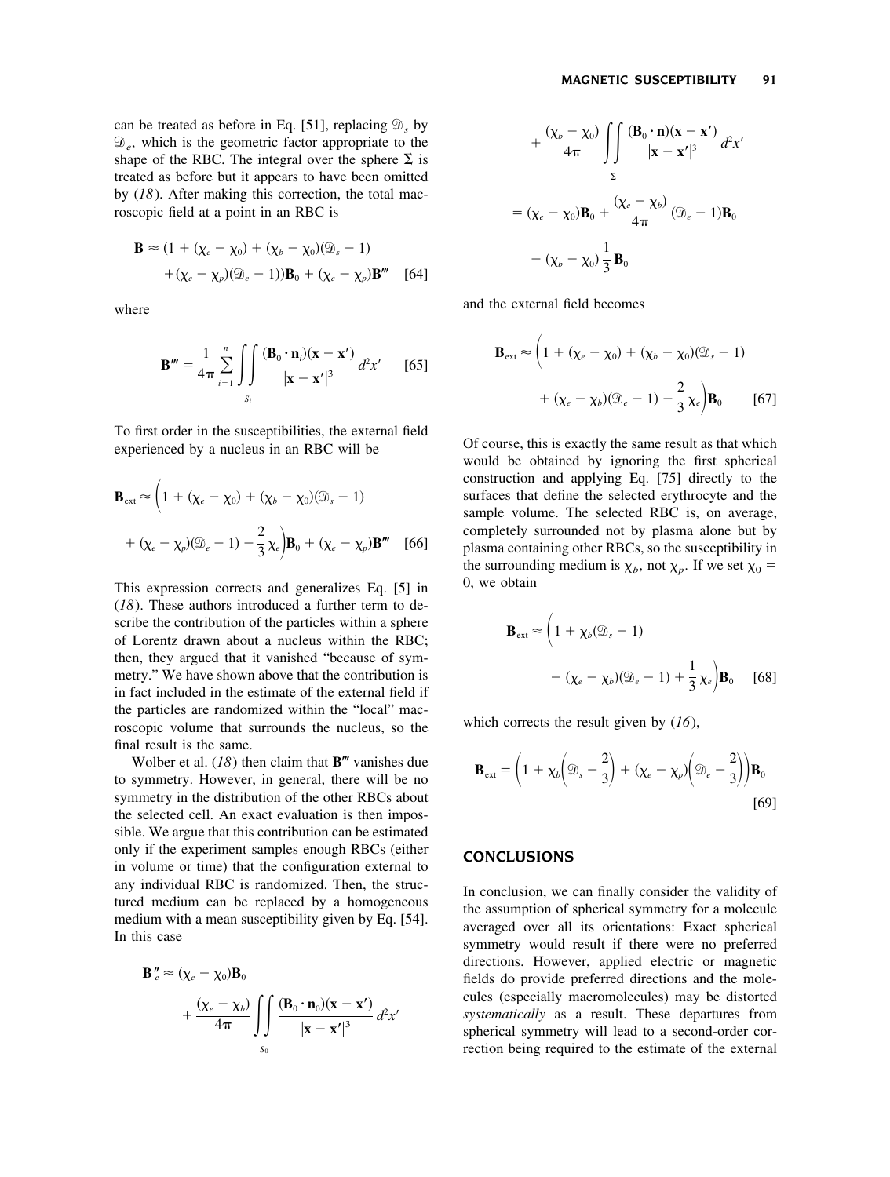can be treated as before in Eq. [51], replacing $\mathcal{D}_s$ by $\mathcal{D}_e$, which is the geometric factor appropriate to the shape of the RBC. The integral over the sphere $\Sigma$ is treated as before but it appears to have been omitted by (*18*). After making this correction, the total macroscopic field at a point in an RBC is

$$\mathbf{B} \approx (1 + (\chi_e - \chi_0) + (\chi_b - \chi_0)(\mathcal{D}_s - 1) + (\chi_e - \chi_p)(\mathcal{D}_e - 1))\mathbf{B}_0 + (\chi_e - \chi_p)\mathbf{B}''' \quad [64]$$

where

$$\mathbf{B}''' = \frac{1}{4\pi} \sum_{i=1}^{n} \iint_{S_i} \frac{(\mathbf{B}_0 \cdot \mathbf{n}_i)(\mathbf{x} - \mathbf{x}')}{|\mathbf{x} - \mathbf{x}'|^3} d^2x' \quad [65]$$

To first order in the susceptibilities, the external field experienced by a nucleus in an RBC will be

$$\mathbf{B}_{\text{ext}} \approx \left(1 + (\chi_e - \chi_0) + (\chi_b - \chi_0)(\mathcal{D}_s - 1) + (\chi_e - \chi_p)(\mathcal{D}_e - 1) - \frac{2}{3}\chi_e\right)\mathbf{B}_0 + (\chi_e - \chi_p)\mathbf{B}''' \quad [66]$$

This expression corrects and generalizes Eq. [5] in (*18*). These authors introduced a further term to describe the contribution of the particles within a sphere of Lorentz drawn about a nucleus within the RBC; then, they argued that it vanished "because of symmetry." We have shown above that the contribution is in fact included in the estimate of the external field if the particles are randomized within the "local" macroscopic volume that surrounds the nucleus, so the final result is the same.

Wolber et al. (*18*) then claim that $\mathbf{B}'''$ vanishes due to symmetry. However, in general, there will be no symmetry in the distribution of the other RBCs about the selected cell. An exact evaluation is then impossible. We argue that this contribution can be estimated only if the experiment samples enough RBCs (either in volume or time) that the configuration external to any individual RBC is randomized. Then, the structured medium can be replaced by a homogeneous medium with a mean susceptibility given by Eq. [54]. In this case

$$\begin{aligned}
\mathbf{B}''_e &\approx (\chi_e - \chi_0)\mathbf{B}_0 + \frac{(\chi_e - \chi_b)}{4\pi} \iint_{S_0} \frac{(\mathbf{B}_0 \cdot \mathbf{n}_0)(\mathbf{x} - \mathbf{x}')}{|\mathbf{x} - \mathbf{x}'|^3} d^2x' \\
&\quad + \frac{(\chi_b - \chi_0)}{4\pi} \iint_{\Sigma} \frac{(\mathbf{B}_0 \cdot \mathbf{n})(\mathbf{x} - \mathbf{x}')}{|\mathbf{x} - \mathbf{x}'|^3} d^2x' \\
&= (\chi_e - \chi_0)\mathbf{B}_0 + \frac{(\chi_e - \chi_b)}{4\pi}(\mathcal{D}_e - 1)\mathbf{B}_0 - (\chi_b - \chi_0)\frac{1}{3}\mathbf{B}_0
\end{aligned}$$

and the external field becomes

$$\mathbf{B}_{\text{ext}} \approx \left(1 + (\chi_e - \chi_0) + (\chi_b - \chi_0)(\mathcal{D}_s - 1) + (\chi_e - \chi_b)(\mathcal{D}_e - 1) - \frac{2}{3}\chi_e\right)\mathbf{B}_0 \quad [67]$$

Of course, this is exactly the same result as that which would be obtained by ignoring the first spherical construction and applying Eq. [75] directly to the surfaces that define the selected erythrocyte and the sample volume. The selected RBC is, on average, completely surrounded not by plasma alone but by plasma containing other RBCs, so the susceptibility in the surrounding medium is $\chi_b$, not $\chi_p$. If we set $\chi_0 = 0$, we obtain

$$\mathbf{B}_{\text{ext}} \approx \left(1 + \chi_b(\mathcal{D}_s - 1) + (\chi_e - \chi_b)(\mathcal{D}_e - 1) + \frac{1}{3}\chi_e\right)\mathbf{B}_0 \quad [68]$$

which corrects the result given by (*16*),

$$\mathbf{B}_{\text{ext}} = \left(1 + \chi_b\left(\mathcal{D}_s - \frac{2}{3}\right) + (\chi_e - \chi_p)\left(\mathcal{D}_e - \frac{2}{3}\right)\right)\mathbf{B}_0 \quad [69]$$

## CONCLUSIONS

In conclusion, we can finally consider the validity of the assumption of spherical symmetry for a molecule averaged over all its orientations: Exact spherical symmetry would result if there were no preferred directions. However, applied electric or magnetic fields do provide preferred directions and the molecules (especially macromolecules) may be distorted *systematically* as a result. These departures from spherical symmetry will lead to a second-order correction being required to the estimate of the external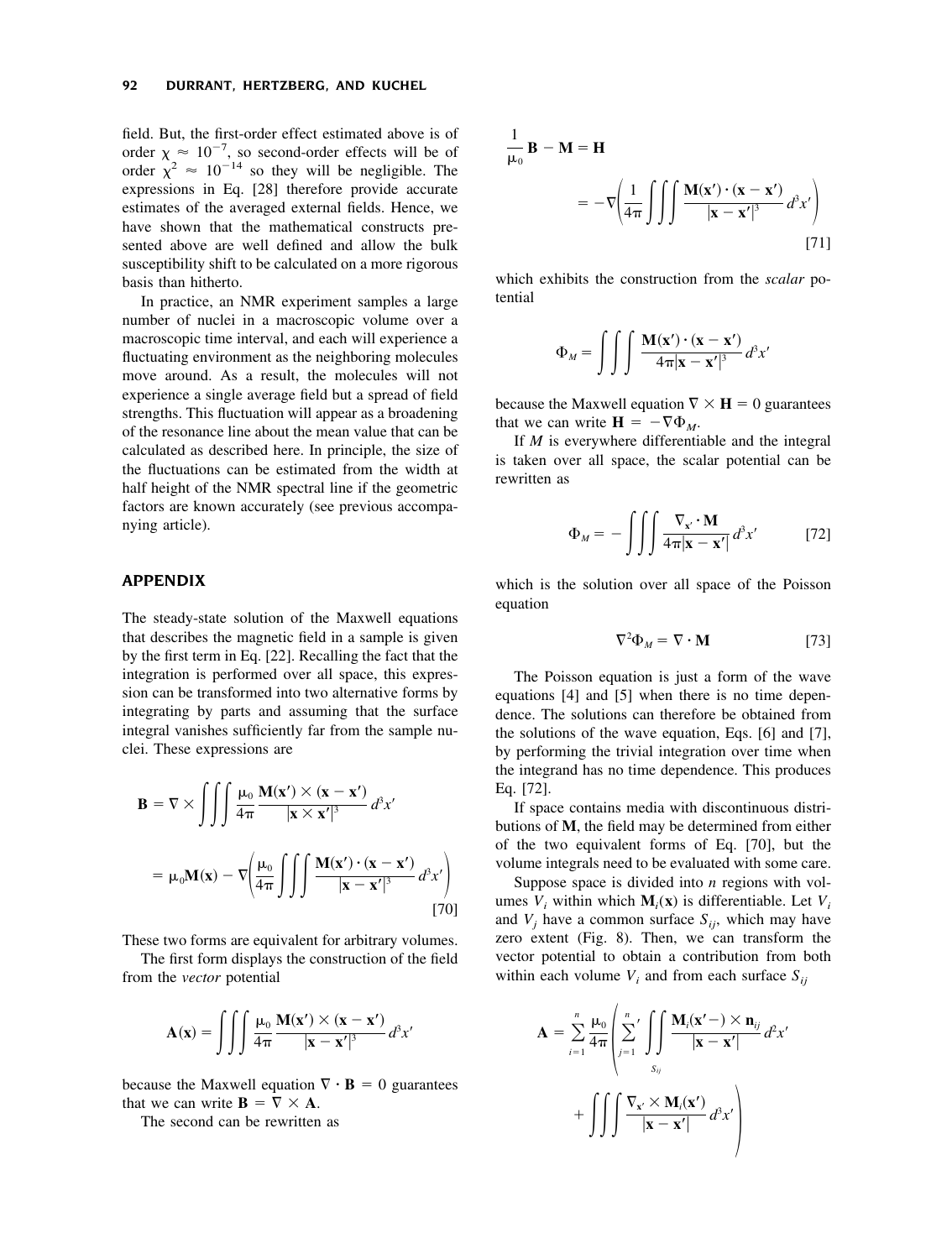field. But, the first-order effect estimated above is of order $\chi \approx 10^{-7}$, so second-order effects will be of order $\chi^2 \approx 10^{-14}$ so they will be negligible. The expressions in Eq. [28] therefore provide accurate estimates of the averaged external fields. Hence, we have shown that the mathematical constructs presented above are well defined and allow the bulk susceptibility shift to be calculated on a more rigorous basis than hitherto.

In practice, an NMR experiment samples a large number of nuclei in a macroscopic volume over a macroscopic time interval, and each will experience a fluctuating environment as the neighboring molecules move around. As a result, the molecules will not experience a single average field but a spread of field strengths. This fluctuation will appear as a broadening of the resonance line about the mean value that can be calculated as described here. In principle, the size of the fluctuations can be estimated from the width at half height of the NMR spectral line if the geometric factors are known accurately (see previous accompanying article).

## APPENDIX

The steady-state solution of the Maxwell equations that describes the magnetic field in a sample is given by the first term in Eq. [22]. Recalling the fact that the integration is performed over all space, this expression can be transformed into two alternative forms by integrating by parts and assuming that the surface integral vanishes sufficiently far from the sample nuclei. These expressions are

$$\mathbf{B} = \nabla \times \iiint \frac{\mu_0}{4\pi} \frac{\mathbf{M}(\mathbf{x}') \times (\mathbf{x} - \mathbf{x}')}{|\mathbf{x} \times \mathbf{x}'|^3} d^3x'$$

$$= \mu_0 \mathbf{M}(\mathbf{x}) - \nabla\left(\frac{\mu_0}{4\pi} \iiint \frac{\mathbf{M}(\mathbf{x}') \cdot (\mathbf{x} - \mathbf{x}')}{|\mathbf{x} - \mathbf{x}'|^3} d^3x'\right) \quad [70]$$

These two forms are equivalent for arbitrary volumes.

The first form displays the construction of the field from the *vector* potential

$$\mathbf{A}(\mathbf{x}) = \iiint \frac{\mu_0}{4\pi} \frac{\mathbf{M}(\mathbf{x}') \times (\mathbf{x} - \mathbf{x}')}{|\mathbf{x} - \mathbf{x}'|^3} d^3x'$$

because the Maxwell equation $\nabla \cdot \mathbf{B} = 0$ guarantees that we can write $\mathbf{B} = \nabla \times \mathbf{A}$.

The second can be rewritten as

$$\frac{1}{\mu_0}\mathbf{B} - \mathbf{M} = \mathbf{H}$$

$$= -\nabla\left(\frac{1}{4\pi} \iiint \frac{\mathbf{M}(\mathbf{x}') \cdot (\mathbf{x} - \mathbf{x}')}{|\mathbf{x} - \mathbf{x}'|^3} d^3x'\right) \quad [71]$$

which exhibits the construction from the *scalar* potential

$$\Phi_M = \iiint \frac{\mathbf{M}(\mathbf{x}') \cdot (\mathbf{x} - \mathbf{x}')}{4\pi|\mathbf{x} - \mathbf{x}'|^3} d^3x'$$

because the Maxwell equation $\nabla \times \mathbf{H} = 0$ guarantees that we can write $\mathbf{H} = -\nabla\Phi_M$.

If $M$ is everywhere differentiable and the integral is taken over all space, the scalar potential can be rewritten as

$$\Phi_M = -\iiint \frac{\nabla_{\mathbf{x}'} \cdot \mathbf{M}}{4\pi|\mathbf{x} - \mathbf{x}'|} d^3x' \quad [72]$$

which is the solution over all space of the Poisson equation

$$\nabla^2\Phi_M = \nabla \cdot \mathbf{M} \quad [73]$$

The Poisson equation is just a form of the wave equations [4] and [5] when there is no time dependence. The solutions can therefore be obtained from the solutions of the wave equation, Eqs. [6] and [7], by performing the trivial integration over time when the integrand has no time dependence. This produces Eq. [72].

If space contains media with discontinuous distributions of $\mathbf{M}$, the field may be determined from either of the two equivalent forms of Eq. [70], but the volume integrals need to be evaluated with some care.

Suppose space is divided into $n$ regions with volumes $V_i$ within which $\mathbf{M}_i(\mathbf{x})$ is differentiable. Let $V_i$ and $V_j$ have a common surface $S_{ij}$, which may have zero extent (Fig. 8). Then, we can transform the vector potential to obtain a contribution from both within each volume $V_i$ and from each surface $S_{ij}$

$$\mathbf{A} = \sum_{i=1}^{n} \frac{\mu_0}{4\pi}\left(\sum_{j=1}^{n}{}' \iint_{S_{ij}} \frac{\mathbf{M}_i(\mathbf{x}'-) \times \mathbf{n}_{ij}}{|\mathbf{x} - \mathbf{x}'|} d^2x' + \iiint \frac{\nabla_{\mathbf{x}'} \times \mathbf{M}_i(\mathbf{x}')}{|\mathbf{x} - \mathbf{x}'|} d^3x'\right)$$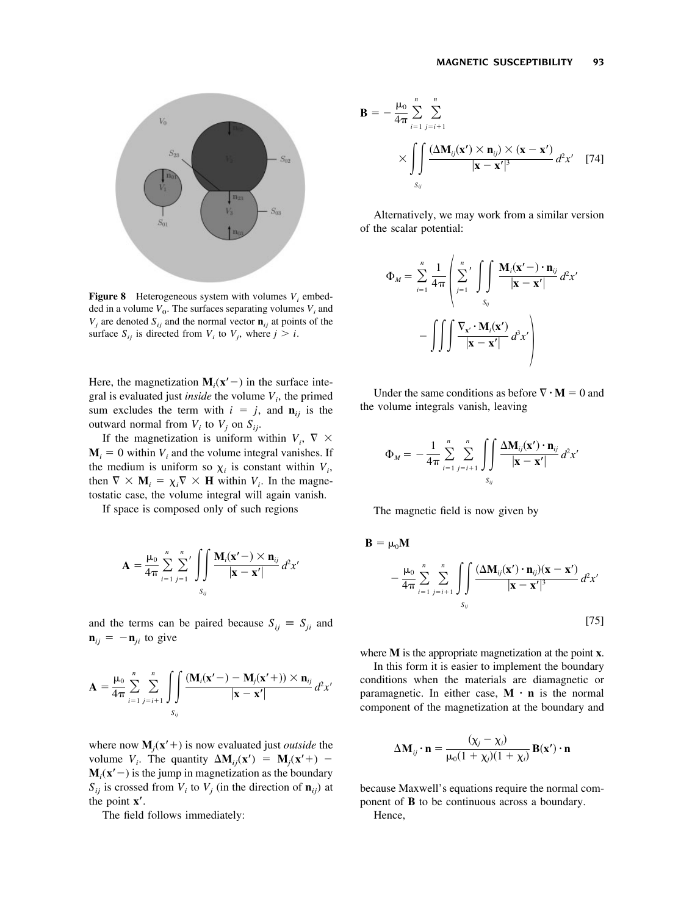**Figure 8** Heterogeneous system with volumes $V_i$ embedded in a volume $V_0$. The surfaces separating volumes $V_i$ and $V_j$ are denoted $S_{ij}$ and the normal vector $\mathbf{n}_{ij}$ at points of the surface $S_{ij}$ is directed from $V_i$ to $V_j$, where $j > i$.

Here, the magnetization $\mathbf{M}_i(\mathbf{x}'-)$ in the surface integral is evaluated just *inside* the volume $V_i$, the primed sum excludes the term with $i = j$, and $\mathbf{n}_{ij}$ is the outward normal from $V_i$ to $V_j$ on $S_{ij}$.

If the magnetization is uniform within $V_i$, $\nabla \times \mathbf{M}_i = 0$ within $V_i$ and the volume integral vanishes. If the medium is uniform so $\chi_i$ is constant within $V_i$, then $\nabla \times \mathbf{M}_i = \chi_i \nabla \times \mathbf{H}$ within $V_i$. In the magnetostatic case, the volume integral will again vanish.

If space is composed only of such regions

$$\mathbf{A} = \frac{\mu_0}{4\pi} \sum_{i=1}^{n} \sum_{j=1}^{n}{}' \iint_{S_{ij}} \frac{\mathbf{M}_i(\mathbf{x}'-) \times \mathbf{n}_{ij}}{|\mathbf{x} - \mathbf{x}'|} \, d^2x'$$

and the terms can be paired because $S_{ij} \equiv S_{ji}$ and $\mathbf{n}_{ij} = -\mathbf{n}_{ji}$ to give

$$\mathbf{A} = \frac{\mu_0}{4\pi} \sum_{i=1}^{n} \sum_{j=i+1}^{n} \iint_{S_{ij}} \frac{(\mathbf{M}_i(\mathbf{x}'-) - \mathbf{M}_j(\mathbf{x}'+)) \times \mathbf{n}_{ij}}{|\mathbf{x} - \mathbf{x}'|} \, d^2x'$$

where now $\mathbf{M}_j(\mathbf{x}'+)$ is now evaluated just *outside* the volume $V_i$. The quantity $\Delta\mathbf{M}_{ij}(\mathbf{x}') = \mathbf{M}_j(\mathbf{x}'+) - \mathbf{M}_i(\mathbf{x}'-)$ is the jump in magnetization as the boundary $S_{ij}$ is crossed from $V_i$ to $V_j$ (in the direction of $\mathbf{n}_{ij}$) at the point $\mathbf{x}'$.

The field follows immediately:

$$\mathbf{B} = -\frac{\mu_0}{4\pi} \sum_{i=1}^{n} \sum_{j=i+1}^{n} \times \iint_{S_{ij}} \frac{(\Delta\mathbf{M}_{ij}(\mathbf{x}') \times \mathbf{n}_{ij}) \times (\mathbf{x} - \mathbf{x}')}{|\mathbf{x} - \mathbf{x}'|^3} \, d^2x' \quad [74]$$

Alternatively, we may work from a similar version of the scalar potential:

$$\Phi_M = \sum_{i=1}^{n} \frac{1}{4\pi} \left( \sum_{j=1}^{n}{}' \iint_{S_{ij}} \frac{\mathbf{M}_i(\mathbf{x}'-) \cdot \mathbf{n}_{ij}}{|\mathbf{x} - \mathbf{x}'|} \, d^2x' - \iiint \frac{\nabla_{\mathbf{x}'} \cdot \mathbf{M}_i(\mathbf{x}')}{|\mathbf{x} - \mathbf{x}'|} \, d^3x' \right)$$

Under the same conditions as before $\nabla \cdot \mathbf{M} = 0$ and the volume integrals vanish, leaving

$$\Phi_M = -\frac{1}{4\pi} \sum_{i=1}^{n} \sum_{j=i+1}^{n} \iint_{S_{ij}} \frac{\Delta\mathbf{M}_{ij}(\mathbf{x}') \cdot \mathbf{n}_{ij}}{|\mathbf{x} - \mathbf{x}'|} \, d^2x'$$

The magnetic field is now given by

$$\mathbf{B} = \mu_0 \mathbf{M} - \frac{\mu_0}{4\pi} \sum_{i=1}^{n} \sum_{j=i+1}^{n} \iint_{S_{ij}} \frac{(\Delta\mathbf{M}_{ij}(\mathbf{x}') \cdot \mathbf{n}_{ij})(\mathbf{x} - \mathbf{x}')}{|\mathbf{x} - \mathbf{x}'|^3} \, d^2x' \quad [75]$$

where $\mathbf{M}$ is the appropriate magnetization at the point $\mathbf{x}$.

In this form it is easier to implement the boundary conditions when the materials are diamagnetic or paramagnetic. In either case, $\mathbf{M} \cdot \mathbf{n}$ is the normal component of the magnetization at the boundary and

$$\Delta\mathbf{M}_{ij} \cdot \mathbf{n} = \frac{(\chi_j - \chi_i)}{\mu_0(1 + \chi_j)(1 + \chi_i)} \mathbf{B}(\mathbf{x}') \cdot \mathbf{n}$$

because Maxwell's equations require the normal component of $\mathbf{B}$ to be continuous across a boundary.

Hence,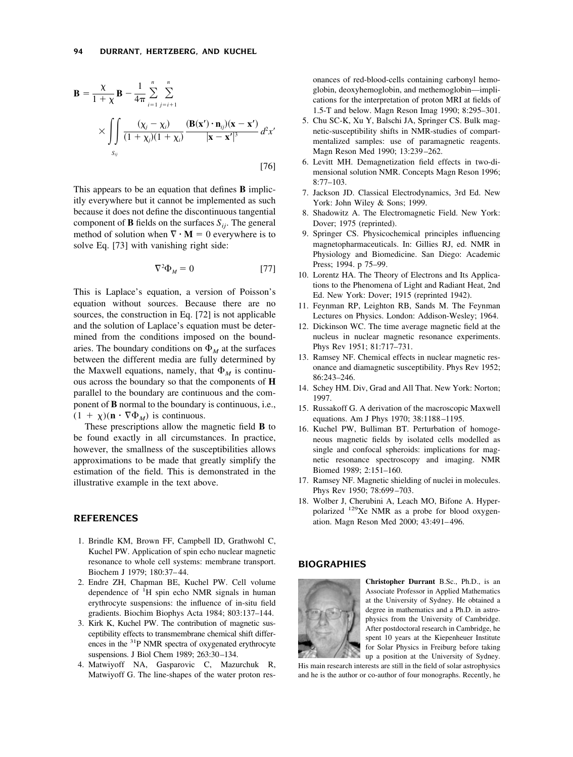$$\mathbf{B} = \frac{\chi}{1+\chi}\mathbf{B} - \frac{1}{4\pi}\sum_{i=1}^{n}\sum_{j=i+1}^{n} \times \iint_{S_{ij}} \frac{(\chi_j - \chi_i)}{(1+\chi_j)(1+\chi_i)} \frac{(\mathbf{B}(\mathbf{x}')\cdot\mathbf{n}_{ij})(\mathbf{x}-\mathbf{x}')}{|\mathbf{x}-\mathbf{x}'|^3}\, d^2x' \qquad [76]$$

This appears to be an equation that defines $\mathbf{B}$ implicitly everywhere but it cannot be implemented as such because it does not define the discontinuous tangential component of $\mathbf{B}$ fields on the surfaces $S_{ij}$. The general method of solution when $\nabla \cdot \mathbf{M} = 0$ everywhere is to solve Eq. [73] with vanishing right side:

$$\nabla^2 \Phi_M = 0 \qquad [77]$$

This is Laplace's equation, a version of Poisson's equation without sources. Because there are no sources, the construction in Eq. [72] is not applicable and the solution of Laplace's equation must be determined from the conditions imposed on the boundaries. The boundary conditions on $\Phi_M$ at the surfaces between the different media are fully determined by the Maxwell equations, namely, that $\Phi_M$ is continuous across the boundary so that the components of $\mathbf{H}$ parallel to the boundary are continuous and the component of $\mathbf{B}$ normal to the boundary is continuous, i.e., $(1 + \chi)(\mathbf{n} \cdot \nabla\Phi_M)$ is continuous.

These prescriptions allow the magnetic field $\mathbf{B}$ to be found exactly in all circumstances. In practice, however, the smallness of the susceptibilities allows approximations to be made that greatly simplify the estimation of the field. This is demonstrated in the illustrative example in the text above.

## REFERENCES

1. Brindle KM, Brown FF, Campbell ID, Grathwohl C, Kuchel PW. Application of spin echo nuclear magnetic resonance to whole cell systems: membrane transport. Biochem J 1979; 180:37–44.
2. Endre ZH, Chapman BE, Kuchel PW. Cell volume dependence of $^{1}$H spin echo NMR signals in human erythrocyte suspensions: the influence of in-situ field gradients. Biochim Biophys Acta 1984; 803:137–144.
3. Kirk K, Kuchel PW. The contribution of magnetic susceptibility effects to transmembrane chemical shift differences in the $^{31}$P NMR spectra of oxygenated erythrocyte suspensions. J Biol Chem 1989; 263:30–134.
4. Matwiyoff NA, Gasparovic C, Mazurchuk R, Matwiyoff G. The line-shapes of the water proton resonances of red-blood-cells containing carbonyl hemoglobin, deoxyhemoglobin, and methemoglobin—implications for the interpretation of proton MRI at fields of 1.5-T and below. Magn Reson Imag 1990; 8:295–301.
5. Chu SC-K, Xu Y, Balschi JA, Springer CS. Bulk magnetic-susceptibility shifts in NMR-studies of compartmentalized samples: use of paramagnetic reagents. Magn Reson Med 1990; 13:239–262.
6. Levitt MH. Demagnetization field effects in two-dimensional solution NMR. Concepts Magn Reson 1996; 8:77–103.
7. Jackson JD. Classical Electrodynamics, 3rd Ed. New York: John Wiley & Sons; 1999.
8. Shadowitz A. The Electromagnetic Field. New York: Dover; 1975 (reprinted).
9. Springer CS. Physicochemical principles influencing magnetopharmaceuticals. In: Gillies RJ, ed. NMR in Physiology and Biomedicine. San Diego: Academic Press; 1994. p 75–99.
10. Lorentz HA. The Theory of Electrons and Its Applications to the Phenomena of Light and Radiant Heat, 2nd Ed. New York: Dover; 1915 (reprinted 1942).
11. Feynman RP, Leighton RB, Sands M. The Feynman Lectures on Physics. London: Addison-Wesley; 1964.
12. Dickinson WC. The time average magnetic field at the nucleus in nuclear magnetic resonance experiments. Phys Rev 1951; 81:717–731.
13. Ramsey NF. Chemical effects in nuclear magnetic resonance and diamagnetic susceptibility. Phys Rev 1952; 86:243–246.
14. Schey HM. Div, Grad and All That. New York: Norton; 1997.
15. Russakoff G. A derivation of the macroscopic Maxwell equations. Am J Phys 1970; 38:1188–1195.
16. Kuchel PW, Bulliman BT. Perturbation of homogeneous magnetic fields by isolated cells modelled as single and confocal spheroids: implications for magnetic resonance spectroscopy and imaging. NMR Biomed 1989; 2:151–160.
17. Ramsey NF. Magnetic shielding of nuclei in molecules. Phys Rev 1950; 78:699–703.
18. Wolber J, Cherubini A, Leach MO, Bifone A. Hyperpolarized $^{129}$Xe NMR as a probe for blood oxygenation. Magn Reson Med 2000; 43:491–496.

## BIOGRAPHIES

**Christopher Durrant** B.Sc., Ph.D., is an Associate Professor in Applied Mathematics at the University of Sydney. He obtained a degree in mathematics and a Ph.D. in astrophysics from the University of Cambridge. After postdoctoral research in Cambridge, he spent 10 years at the Kiepenheuer Institute for Solar Physics in Freiburg before taking up a position at the University of Sydney. His main research interests are still in the field of solar astrophysics and he is the author or co-author of four monographs. Recently, he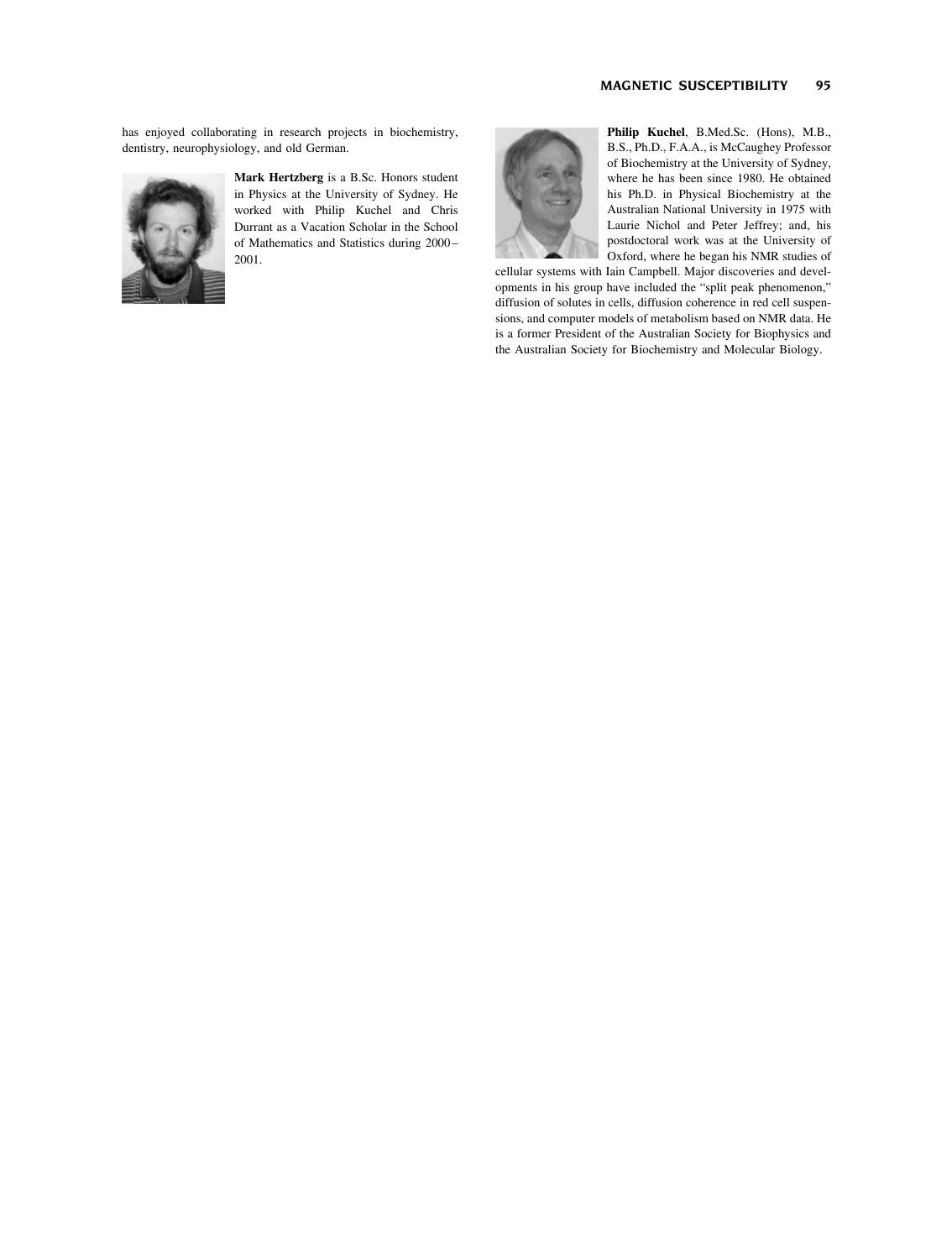has enjoyed collaborating in research projects in biochemistry, dentistry, neurophysiology, and old German.

**Mark Hertzberg** is a B.Sc. Honors student in Physics at the University of Sydney. He worked with Philip Kuchel and Chris Durrant as a Vacation Scholar in the School of Mathematics and Statistics during 2000–2001.

**Philip Kuchel**, B.Med.Sc. (Hons), M.B., B.S., Ph.D., F.A.A., is McCaughey Professor of Biochemistry at the University of Sydney, where he has been since 1980. He obtained his Ph.D. in Physical Biochemistry at the Australian National University in 1975 with Laurie Nichol and Peter Jeffrey; and, his postdoctoral work was at the University of Oxford, where he began his NMR studies of cellular systems with Iain Campbell. Major discoveries and developments in his group have included the "split peak phenomenon," diffusion of solutes in cells, diffusion coherence in red cell suspensions, and computer models of metabolism based on NMR data. He is a former President of the Australian Society for Biophysics and the Australian Society for Biochemistry and Molecular Biology.